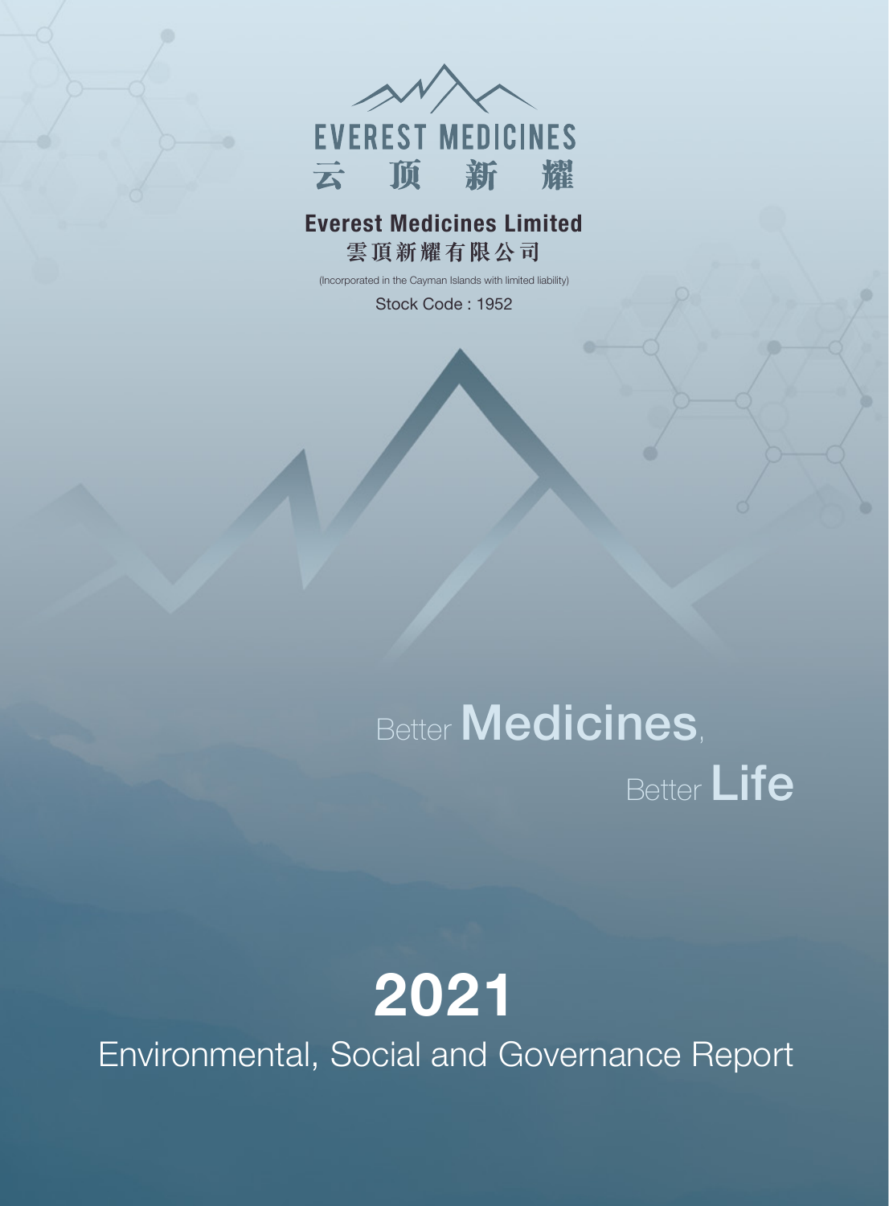EVEREST MEDICINES

云 顶 新 耀

# Everest Medicines Limited

# 雲頂新耀有限公司

(Incorporated in the Cayman Islands with limited liability)

Stock Code : 1952

Better **Medicines**,

Better **Life**

# 2021

# Environmental, Social and Governance Report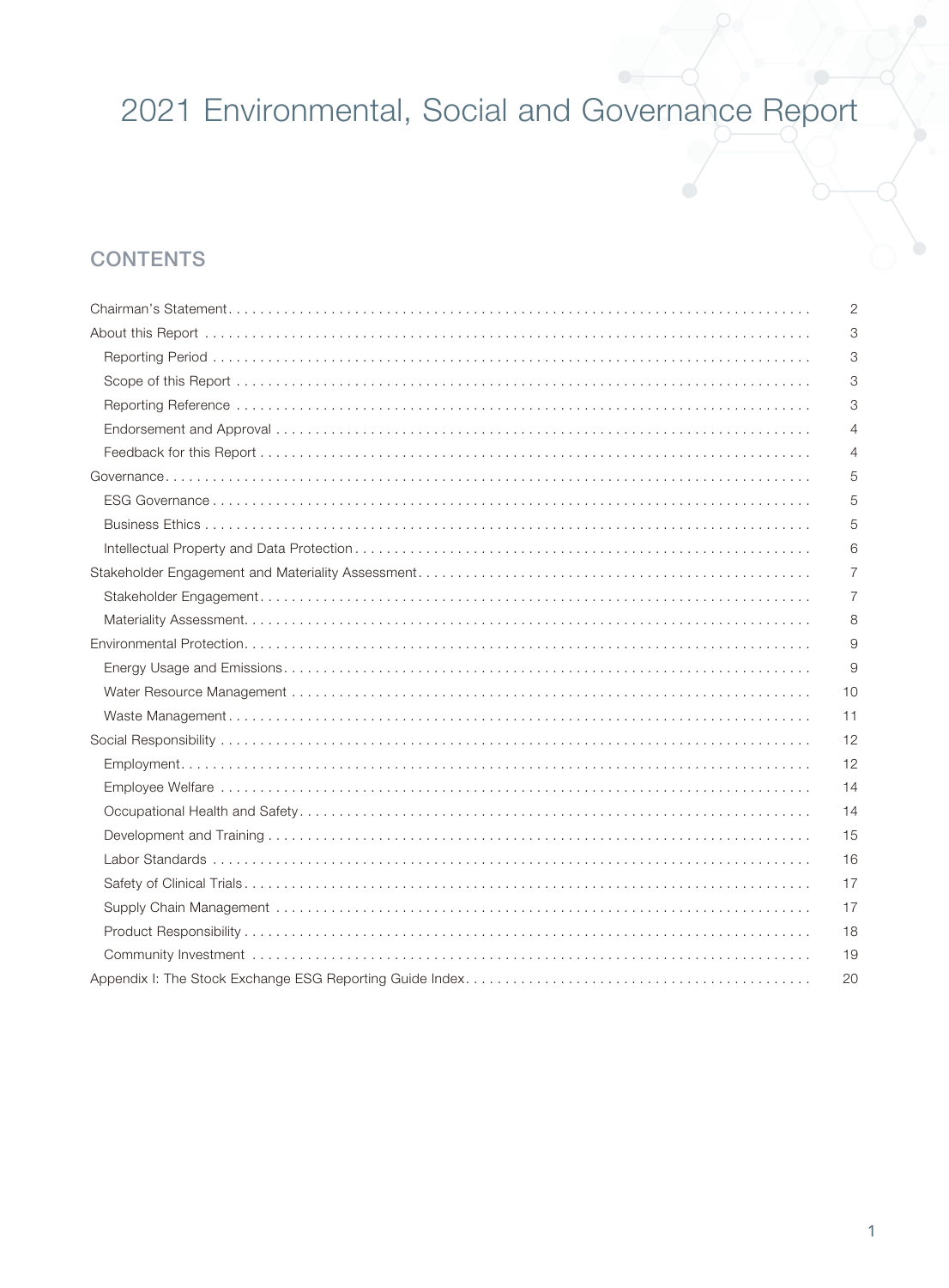# 2021 Environmental, Social and Governance Report

## CONTENTS

| | |
|---|---|
| Chairman's Statement | 2 |
| About this Report | 3 |
| Reporting Period | 3 |
| Scope of this Report | 3 |
| Reporting Reference | 3 |
| Endorsement and Approval | 4 |
| Feedback for this Report | 4 |
| Governance | 5 |
| ESG Governance | 5 |
| Business Ethics | 5 |
| Intellectual Property and Data Protection | 6 |
| Stakeholder Engagement and Materiality Assessment | 7 |
| Stakeholder Engagement | 7 |
| Materiality Assessment | 8 |
| Environmental Protection | 9 |
| Energy Usage and Emissions | 9 |
| Water Resource Management | 10 |
| Waste Management | 11 |
| Social Responsibility | 12 |
| Employment | 12 |
| Employee Welfare | 14 |
| Occupational Health and Safety | 14 |
| Development and Training | 15 |
| Labor Standards | 16 |
| Safety of Clinical Trials | 17 |
| Supply Chain Management | 17 |
| Product Responsibility | 18 |
| Community Investment | 19 |
| Appendix I: The Stock Exchange ESG Reporting Guide Index | 20 |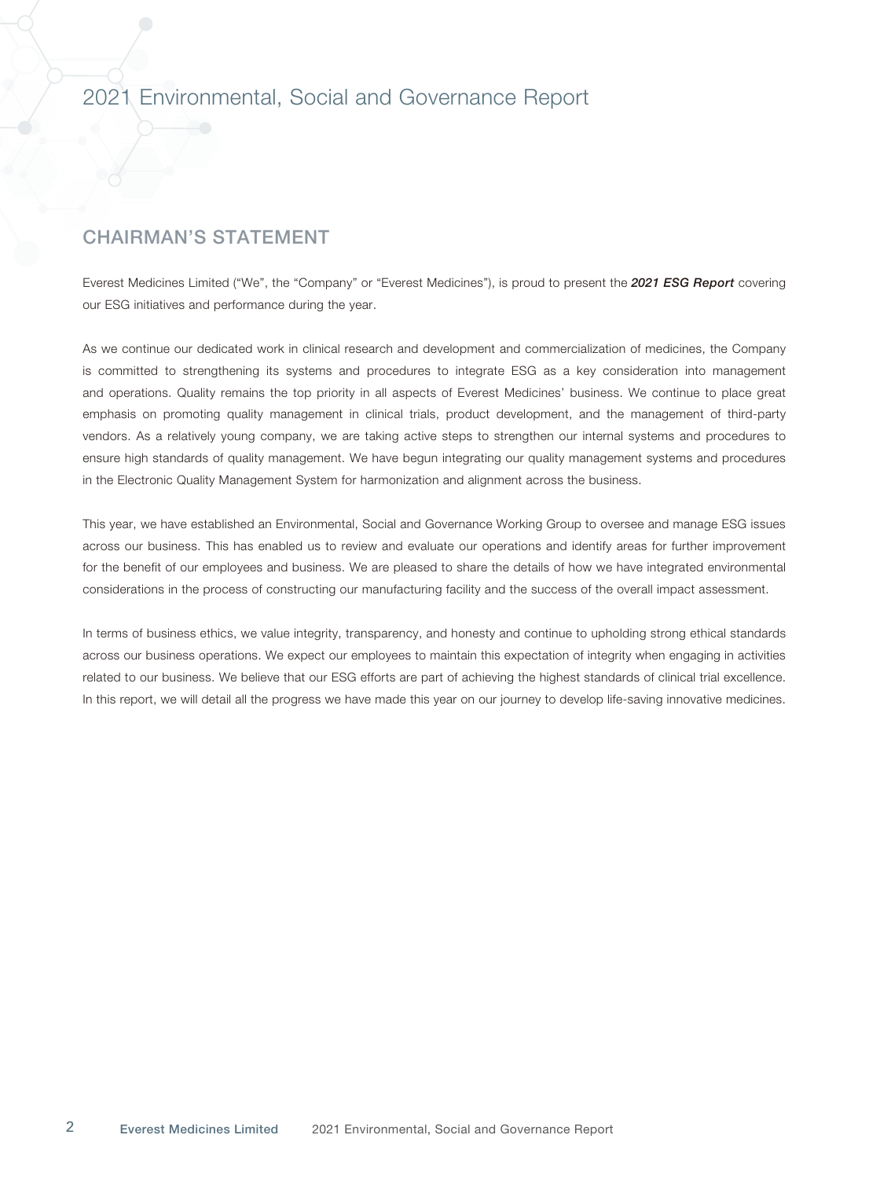## CHAIRMAN'S STATEMENT

Everest Medicines Limited ("We", the "Company" or "Everest Medicines"), is proud to present the ***2021 ESG Report*** covering our ESG initiatives and performance during the year.

As we continue our dedicated work in clinical research and development and commercialization of medicines, the Company is committed to strengthening its systems and procedures to integrate ESG as a key consideration into management and operations. Quality remains the top priority in all aspects of Everest Medicines' business. We continue to place great emphasis on promoting quality management in clinical trials, product development, and the management of third-party vendors. As a relatively young company, we are taking active steps to strengthen our internal systems and procedures to ensure high standards of quality management. We have begun integrating our quality management systems and procedures in the Electronic Quality Management System for harmonization and alignment across the business.

This year, we have established an Environmental, Social and Governance Working Group to oversee and manage ESG issues across our business. This has enabled us to review and evaluate our operations and identify areas for further improvement for the benefit of our employees and business. We are pleased to share the details of how we have integrated environmental considerations in the process of constructing our manufacturing facility and the success of the overall impact assessment.

In terms of business ethics, we value integrity, transparency, and honesty and continue to upholding strong ethical standards across our business operations. We expect our employees to maintain this expectation of integrity when engaging in activities related to our business. We believe that our ESG efforts are part of achieving the highest standards of clinical trial excellence. In this report, we will detail all the progress we have made this year on our journey to develop life-saving innovative medicines.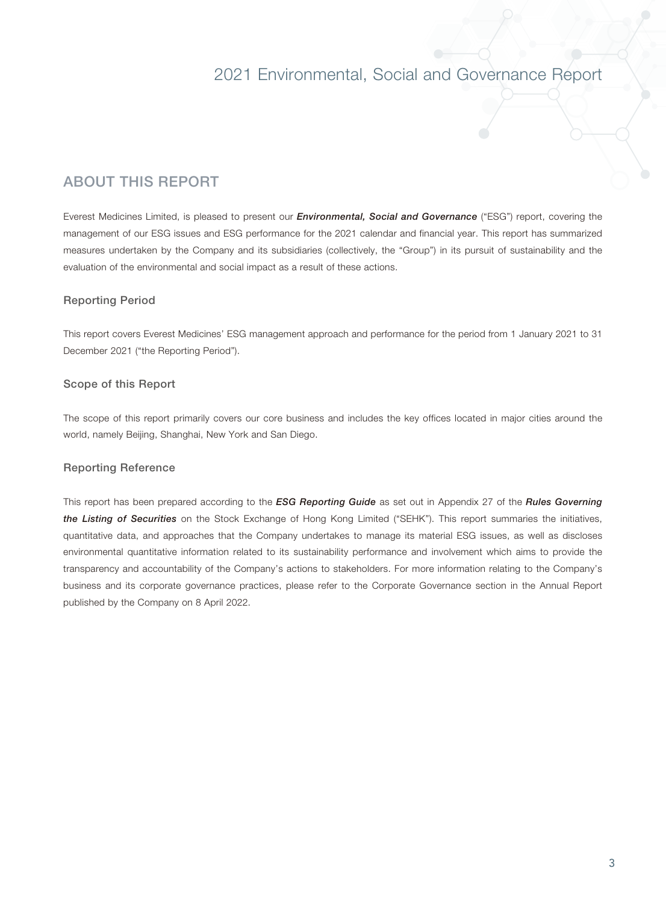## ABOUT THIS REPORT

Everest Medicines Limited, is pleased to present our ***Environmental, Social and Governance*** ("ESG") report, covering the management of our ESG issues and ESG performance for the 2021 calendar and financial year. This report has summarized measures undertaken by the Company and its subsidiaries (collectively, the "Group") in its pursuit of sustainability and the evaluation of the environmental and social impact as a result of these actions.

### Reporting Period

This report covers Everest Medicines' ESG management approach and performance for the period from 1 January 2021 to 31 December 2021 ("the Reporting Period").

### Scope of this Report

The scope of this report primarily covers our core business and includes the key offices located in major cities around the world, namely Beijing, Shanghai, New York and San Diego.

### Reporting Reference

This report has been prepared according to the ***ESG Reporting Guide*** as set out in Appendix 27 of the ***Rules Governing the Listing of Securities*** on the Stock Exchange of Hong Kong Limited ("SEHK"). This report summaries the initiatives, quantitative data, and approaches that the Company undertakes to manage its material ESG issues, as well as discloses environmental quantitative information related to its sustainability performance and involvement which aims to provide the transparency and accountability of the Company's actions to stakeholders. For more information relating to the Company's business and its corporate governance practices, please refer to the Corporate Governance section in the Annual Report published by the Company on 8 April 2022.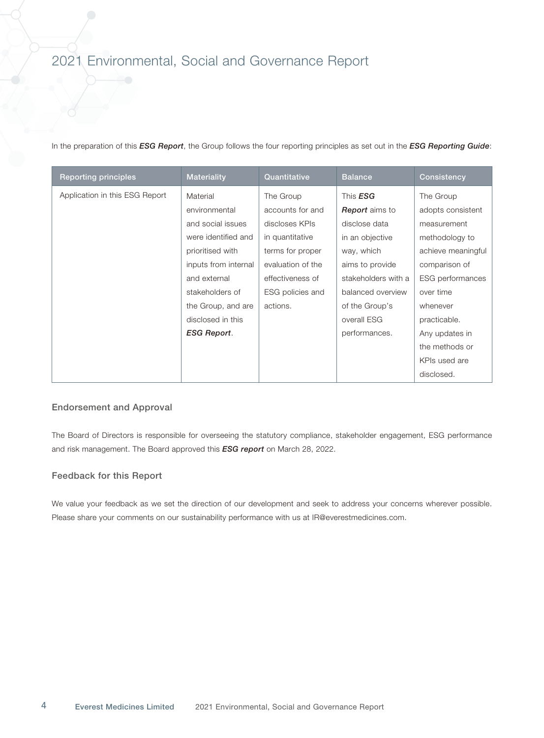In the preparation of this ***ESG Report***, the Group follows the four reporting principles as set out in the ***ESG Reporting Guide***:

| Reporting principles | Materiality | Quantitative | Balance | Consistency |
|---|---|---|---|---|
| Application in this ESG Report | Material environmental and social issues were identified and prioritised with inputs from internal and external stakeholders of the Group, and are disclosed in this ***ESG Report***. | The Group accounts for and discloses KPIs in quantitative terms for proper evaluation of the effectiveness of ESG policies and actions. | This ***ESG Report*** aims to disclose data in an objective way, which aims to provide stakeholders with a balanced overview of the Group's overall ESG performances. | The Group adopts consistent measurement methodology to achieve meaningful comparison of ESG performances over time whenever practicable. Any updates in the methods or KPIs used are disclosed. |

### Endorsement and Approval

The Board of Directors is responsible for overseeing the statutory compliance, stakeholder engagement, ESG performance and risk management. The Board approved this ***ESG report*** on March 28, 2022.

### Feedback for this Report

We value your feedback as we set the direction of our development and seek to address your concerns wherever possible. Please share your comments on our sustainability performance with us at IR@everestmedicines.com.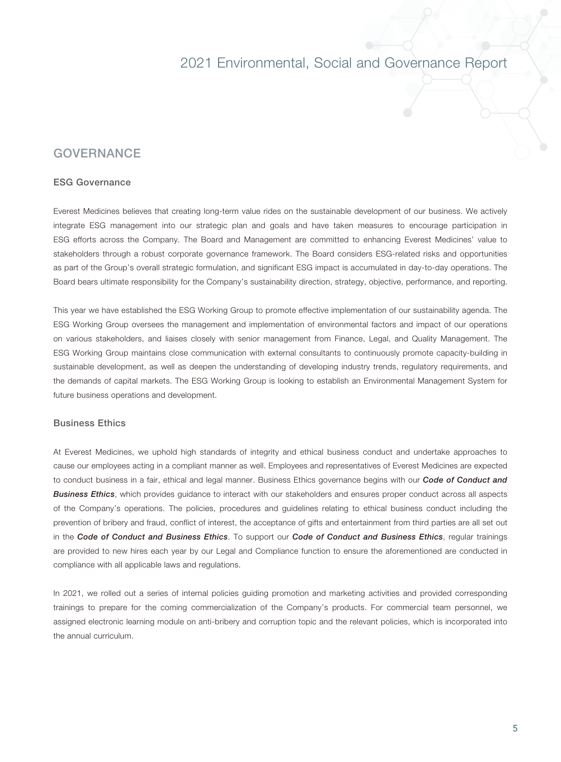## GOVERNANCE

### ESG Governance

Everest Medicines believes that creating long-term value rides on the sustainable development of our business. We actively integrate ESG management into our strategic plan and goals and have taken measures to encourage participation in ESG efforts across the Company. The Board and Management are committed to enhancing Everest Medicines' value to stakeholders through a robust corporate governance framework. The Board considers ESG-related risks and opportunities as part of the Group's overall strategic formulation, and significant ESG impact is accumulated in day-to-day operations. The Board bears ultimate responsibility for the Company's sustainability direction, strategy, objective, performance, and reporting.

This year we have established the ESG Working Group to promote effective implementation of our sustainability agenda. The ESG Working Group oversees the management and implementation of environmental factors and impact of our operations on various stakeholders, and liaises closely with senior management from Finance, Legal, and Quality Management. The ESG Working Group maintains close communication with external consultants to continuously promote capacity-building in sustainable development, as well as deepen the understanding of developing industry trends, regulatory requirements, and the demands of capital markets. The ESG Working Group is looking to establish an Environmental Management System for future business operations and development.

### Business Ethics

At Everest Medicines, we uphold high standards of integrity and ethical business conduct and undertake approaches to cause our employees acting in a compliant manner as well. Employees and representatives of Everest Medicines are expected to conduct business in a fair, ethical and legal manner. Business Ethics governance begins with our ***Code of Conduct and Business Ethics***, which provides guidance to interact with our stakeholders and ensures proper conduct across all aspects of the Company's operations. The policies, procedures and guidelines relating to ethical business conduct including the prevention of bribery and fraud, conflict of interest, the acceptance of gifts and entertainment from third parties are all set out in the ***Code of Conduct and Business Ethics***. To support our ***Code of Conduct and Business Ethics***, regular trainings are provided to new hires each year by our Legal and Compliance function to ensure the aforementioned are conducted in compliance with all applicable laws and regulations.

In 2021, we rolled out a series of internal policies guiding promotion and marketing activities and provided corresponding trainings to prepare for the coming commercialization of the Company's products. For commercial team personnel, we assigned electronic learning module on anti-bribery and corruption topic and the relevant policies, which is incorporated into the annual curriculum.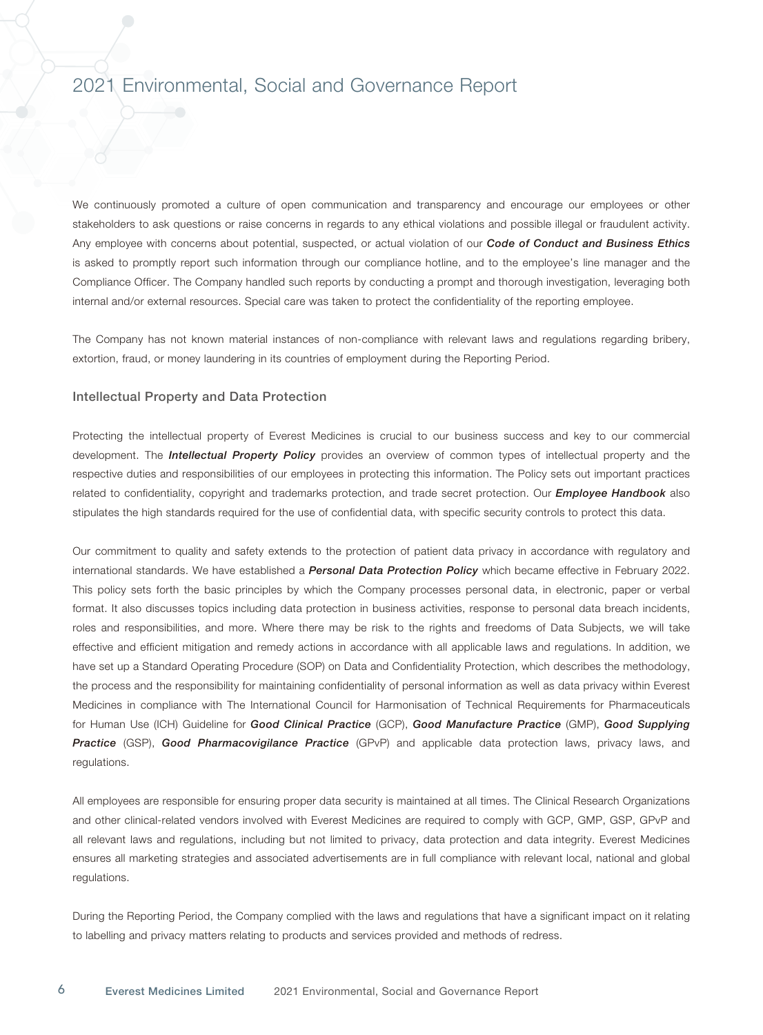We continuously promoted a culture of open communication and transparency and encourage our employees or other stakeholders to ask questions or raise concerns in regards to any ethical violations and possible illegal or fraudulent activity. Any employee with concerns about potential, suspected, or actual violation of our ***Code of Conduct and Business Ethics*** is asked to promptly report such information through our compliance hotline, and to the employee's line manager and the Compliance Officer. The Company handled such reports by conducting a prompt and thorough investigation, leveraging both internal and/or external resources. Special care was taken to protect the confidentiality of the reporting employee.

The Company has not known material instances of non-compliance with relevant laws and regulations regarding bribery, extortion, fraud, or money laundering in its countries of employment during the Reporting Period.

### Intellectual Property and Data Protection

Protecting the intellectual property of Everest Medicines is crucial to our business success and key to our commercial development. The ***Intellectual Property Policy*** provides an overview of common types of intellectual property and the respective duties and responsibilities of our employees in protecting this information. The Policy sets out important practices related to confidentiality, copyright and trademarks protection, and trade secret protection. Our ***Employee Handbook*** also stipulates the high standards required for the use of confidential data, with specific security controls to protect this data.

Our commitment to quality and safety extends to the protection of patient data privacy in accordance with regulatory and international standards. We have established a ***Personal Data Protection Policy*** which became effective in February 2022. This policy sets forth the basic principles by which the Company processes personal data, in electronic, paper or verbal format. It also discusses topics including data protection in business activities, response to personal data breach incidents, roles and responsibilities, and more. Where there may be risk to the rights and freedoms of Data Subjects, we will take effective and efficient mitigation and remedy actions in accordance with all applicable laws and regulations. In addition, we have set up a Standard Operating Procedure (SOP) on Data and Confidentiality Protection, which describes the methodology, the process and the responsibility for maintaining confidentiality of personal information as well as data privacy within Everest Medicines in compliance with The International Council for Harmonisation of Technical Requirements for Pharmaceuticals for Human Use (ICH) Guideline for ***Good Clinical Practice*** (GCP), ***Good Manufacture Practice*** (GMP), ***Good Supplying Practice*** (GSP), ***Good Pharmacovigilance Practice*** (GPvP) and applicable data protection laws, privacy laws, and regulations.

All employees are responsible for ensuring proper data security is maintained at all times. The Clinical Research Organizations and other clinical-related vendors involved with Everest Medicines are required to comply with GCP, GMP, GSP, GPvP and all relevant laws and regulations, including but not limited to privacy, data protection and data integrity. Everest Medicines ensures all marketing strategies and associated advertisements are in full compliance with relevant local, national and global regulations.

During the Reporting Period, the Company complied with the laws and regulations that have a significant impact on it relating to labelling and privacy matters relating to products and services provided and methods of redress.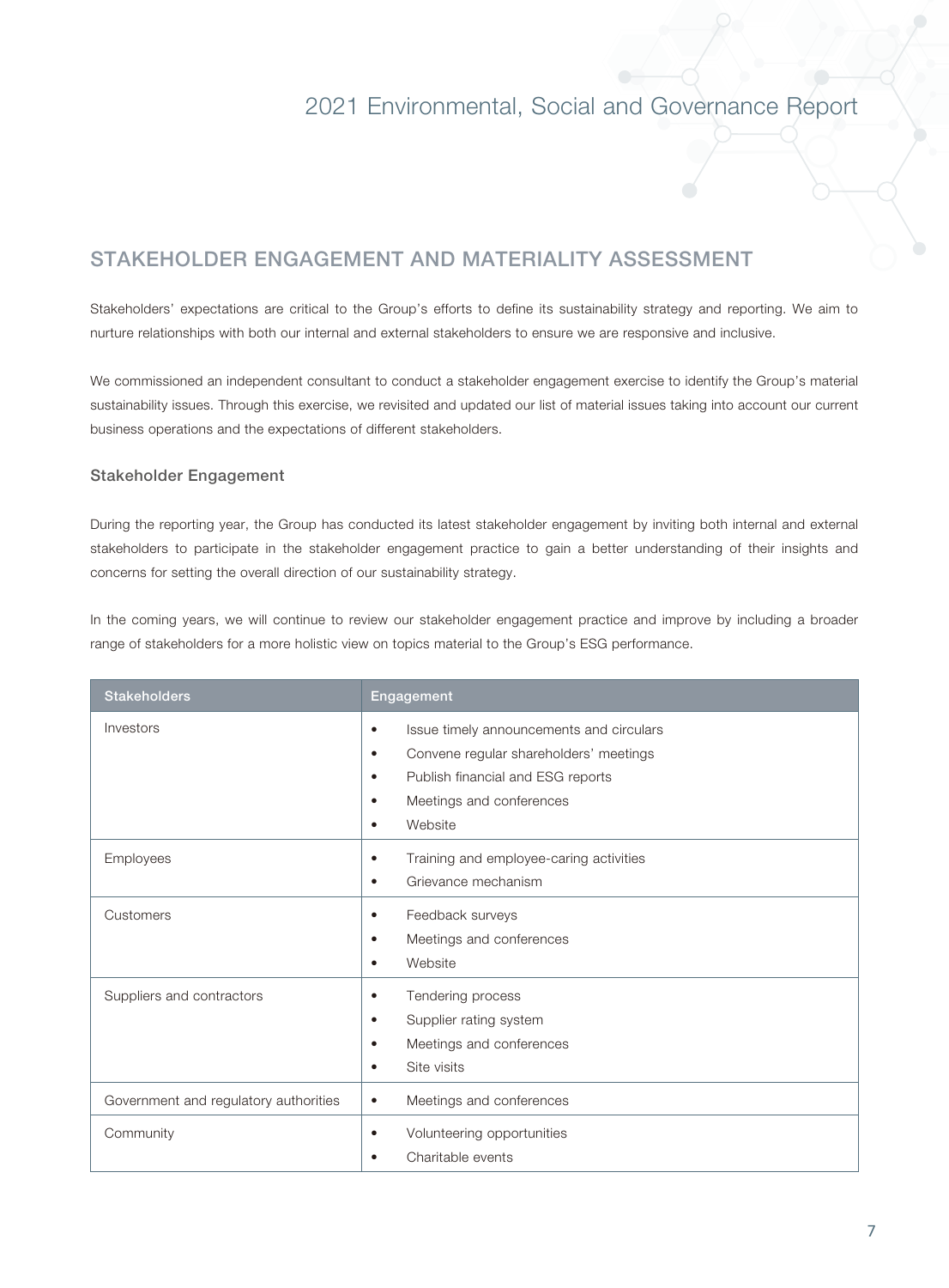## STAKEHOLDER ENGAGEMENT AND MATERIALITY ASSESSMENT

Stakeholders' expectations are critical to the Group's efforts to define its sustainability strategy and reporting. We aim to nurture relationships with both our internal and external stakeholders to ensure we are responsive and inclusive.

We commissioned an independent consultant to conduct a stakeholder engagement exercise to identify the Group's material sustainability issues. Through this exercise, we revisited and updated our list of material issues taking into account our current business operations and the expectations of different stakeholders.

### Stakeholder Engagement

During the reporting year, the Group has conducted its latest stakeholder engagement by inviting both internal and external stakeholders to participate in the stakeholder engagement practice to gain a better understanding of their insights and concerns for setting the overall direction of our sustainability strategy.

In the coming years, we will continue to review our stakeholder engagement practice and improve by including a broader range of stakeholders for a more holistic view on topics material to the Group's ESG performance.

| Stakeholders | Engagement |
|---|---|
| Investors | • Issue timely announcements and circulars<br>• Convene regular shareholders' meetings<br>• Publish financial and ESG reports<br>• Meetings and conferences<br>• Website |
| Employees | • Training and employee-caring activities<br>• Grievance mechanism |
| Customers | • Feedback surveys<br>• Meetings and conferences<br>• Website |
| Suppliers and contractors | • Tendering process<br>• Supplier rating system<br>• Meetings and conferences<br>• Site visits |
| Government and regulatory authorities | • Meetings and conferences |
| Community | • Volunteering opportunities<br>• Charitable events |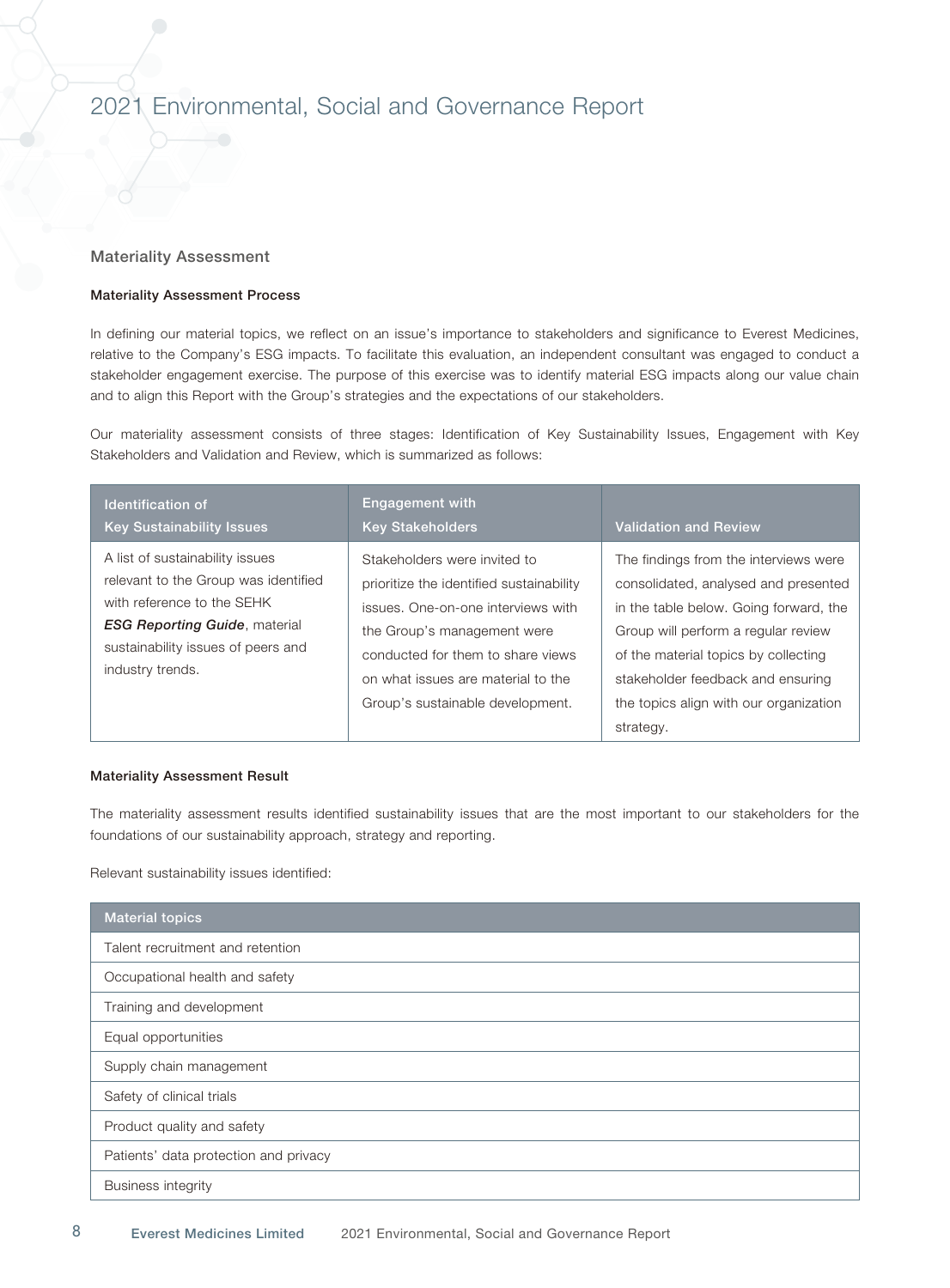## Materiality Assessment

### Materiality Assessment Process

In defining our material topics, we reflect on an issue's importance to stakeholders and significance to Everest Medicines, relative to the Company's ESG impacts. To facilitate this evaluation, an independent consultant was engaged to conduct a stakeholder engagement exercise. The purpose of this exercise was to identify material ESG impacts along our value chain and to align this Report with the Group's strategies and the expectations of our stakeholders.

Our materiality assessment consists of three stages: Identification of Key Sustainability Issues, Engagement with Key Stakeholders and Validation and Review, which is summarized as follows:

| Identification of Key Sustainability Issues | Engagement with Key Stakeholders | Validation and Review |
|---|---|---|
| A list of sustainability issues relevant to the Group was identified with reference to the SEHK ***ESG Reporting Guide***, material sustainability issues of peers and industry trends. | Stakeholders were invited to prioritize the identified sustainability issues. One-on-one interviews with the Group's management were conducted for them to share views on what issues are material to the Group's sustainable development. | The findings from the interviews were consolidated, analysed and presented in the table below. Going forward, the Group will perform a regular review of the material topics by collecting stakeholder feedback and ensuring the topics align with our organization strategy. |

### Materiality Assessment Result

The materiality assessment results identified sustainability issues that are the most important to our stakeholders for the foundations of our sustainability approach, strategy and reporting.

Relevant sustainability issues identified:

| Material topics |
|---|
| Talent recruitment and retention |
| Occupational health and safety |
| Training and development |
| Equal opportunities |
| Supply chain management |
| Safety of clinical trials |
| Product quality and safety |
| Patients' data protection and privacy |
| Business integrity |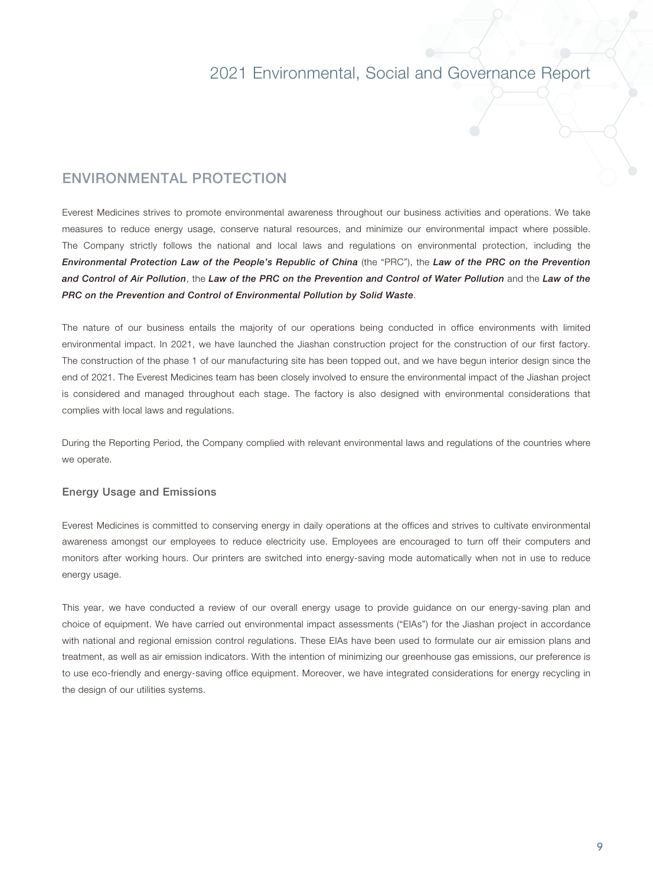## ENVIRONMENTAL PROTECTION

Everest Medicines strives to promote environmental awareness throughout our business activities and operations. We take measures to reduce energy usage, conserve natural resources, and minimize our environmental impact where possible. The Company strictly follows the national and local laws and regulations on environmental protection, including the ***Environmental Protection Law of the People's Republic of China*** (the "PRC"), the ***Law of the PRC on the Prevention and Control of Air Pollution***, the ***Law of the PRC on the Prevention and Control of Water Pollution*** and the ***Law of the PRC on the Prevention and Control of Environmental Pollution by Solid Waste***.

The nature of our business entails the majority of our operations being conducted in office environments with limited environmental impact. In 2021, we have launched the Jiashan construction project for the construction of our first factory. The construction of the phase 1 of our manufacturing site has been topped out, and we have begun interior design since the end of 2021. The Everest Medicines team has been closely involved to ensure the environmental impact of the Jiashan project is considered and managed throughout each stage. The factory is also designed with environmental considerations that complies with local laws and regulations.

During the Reporting Period, the Company complied with relevant environmental laws and regulations of the countries where we operate.

### Energy Usage and Emissions

Everest Medicines is committed to conserving energy in daily operations at the offices and strives to cultivate environmental awareness amongst our employees to reduce electricity use. Employees are encouraged to turn off their computers and monitors after working hours. Our printers are switched into energy-saving mode automatically when not in use to reduce energy usage.

This year, we have conducted a review of our overall energy usage to provide guidance on our energy-saving plan and choice of equipment. We have carried out environmental impact assessments ("EIAs") for the Jiashan project in accordance with national and regional emission control regulations. These EIAs have been used to formulate our air emission plans and treatment, as well as air emission indicators. With the intention of minimizing our greenhouse gas emissions, our preference is to use eco-friendly and energy-saving office equipment. Moreover, we have integrated considerations for energy recycling in the design of our utilities systems.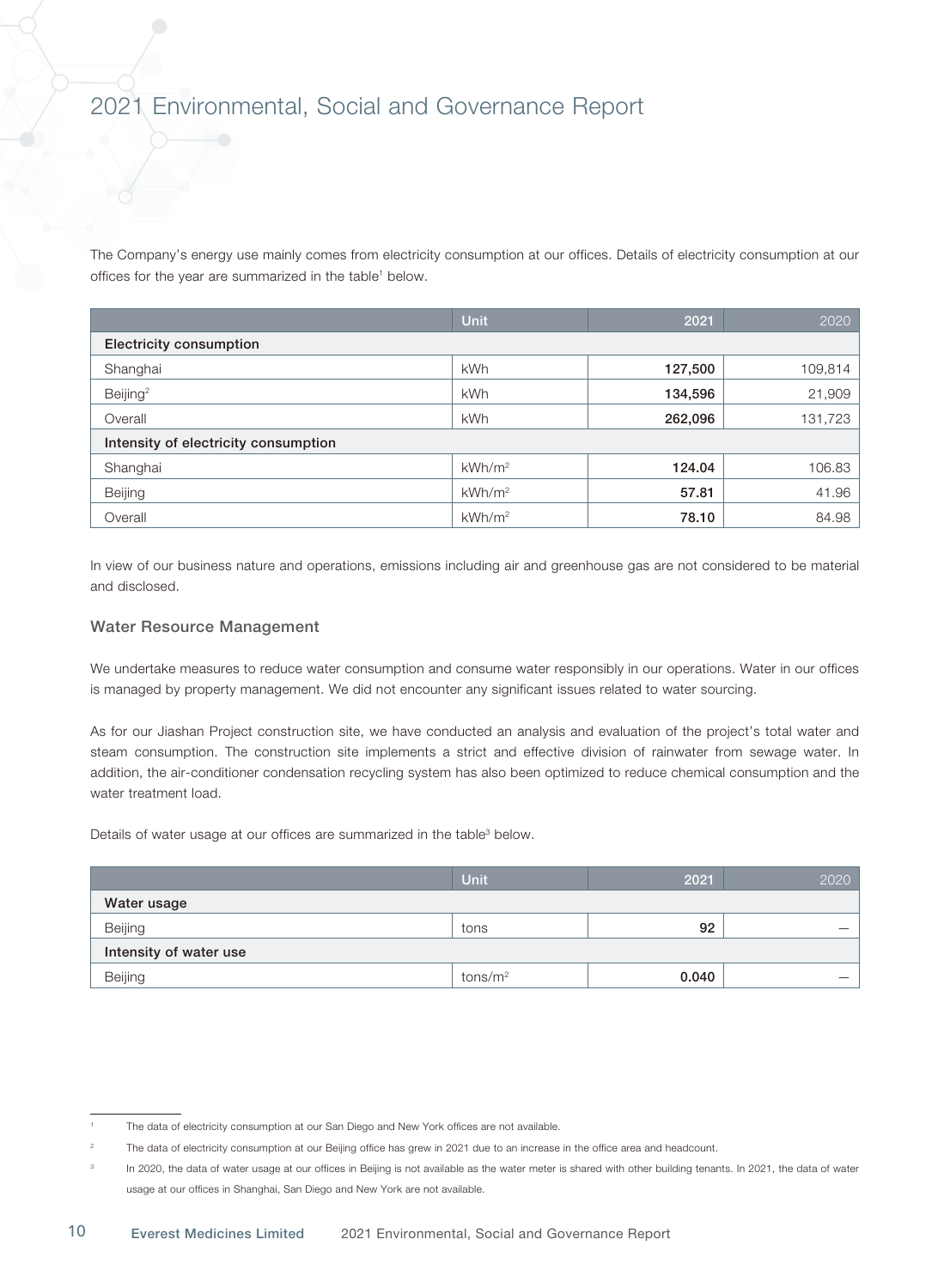The Company's energy use mainly comes from electricity consumption at our offices. Details of electricity consumption at our offices for the year are summarized in the table[1] below.

| | Unit | 2021 | 2020 |
|---|---|---|---|
| **Electricity consumption** | | | |
| Shanghai | kWh | **127,500** | 109,814 |
| Beijing[2] | kWh | **134,596** | 21,909 |
| Overall | kWh | **262,096** | 131,723 |
| **Intensity of electricity consumption** | | | |
| Shanghai | kWh/m$^2$ | **124.04** | 106.83 |
| Beijing | kWh/m$^2$ | **57.81** | 41.96 |
| Overall | kWh/m$^2$ | **78.10** | 84.98 |

In view of our business nature and operations, emissions including air and greenhouse gas are not considered to be material and disclosed.

### Water Resource Management

We undertake measures to reduce water consumption and consume water responsibly in our operations. Water in our offices is managed by property management. We did not encounter any significant issues related to water sourcing.

As for our Jiashan Project construction site, we have conducted an analysis and evaluation of the project's total water and steam consumption. The construction site implements a strict and effective division of rainwater from sewage water. In addition, the air-conditioner condensation recycling system has also been optimized to reduce chemical consumption and the water treatment load.

Details of water usage at our offices are summarized in the table[3] below.

| | Unit | 2021 | 2020 |
|---|---|---|---|
| **Water usage** | | | |
| Beijing | tons | **92** | — |
| **Intensity of water use** | | | |
| Beijing | tons/m$^2$ | **0.040** | — |

[1] The data of electricity consumption at our San Diego and New York offices are not available.

[2] The data of electricity consumption at our Beijing office has grew in 2021 due to an increase in the office area and headcount.

[3] In 2020, the data of water usage at our offices in Beijing is not available as the water meter is shared with other building tenants. In 2021, the data of water usage at our offices in Shanghai, San Diego and New York are not available.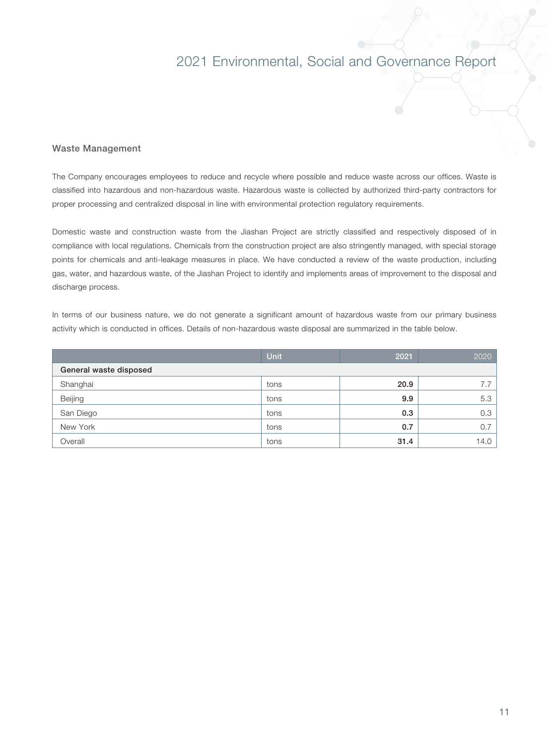## Waste Management

The Company encourages employees to reduce and recycle where possible and reduce waste across our offices. Waste is classified into hazardous and non-hazardous waste. Hazardous waste is collected by authorized third-party contractors for proper processing and centralized disposal in line with environmental protection regulatory requirements.

Domestic waste and construction waste from the Jiashan Project are strictly classified and respectively disposed of in compliance with local regulations. Chemicals from the construction project are also stringently managed, with special storage points for chemicals and anti-leakage measures in place. We have conducted a review of the waste production, including gas, water, and hazardous waste, of the Jiashan Project to identify and implements areas of improvement to the disposal and discharge process.

In terms of our business nature, we do not generate a significant amount of hazardous waste from our primary business activity which is conducted in offices. Details of non-hazardous waste disposal are summarized in the table below.

| | Unit | 2021 | 2020 |
|---|---|---|---|
| **General waste disposed** | | | |
| Shanghai | tons | **20.9** | 7.7 |
| Beijing | tons | **9.9** | 5.3 |
| San Diego | tons | **0.3** | 0.3 |
| New York | tons | **0.7** | 0.7 |
| Overall | tons | **31.4** | 14.0 |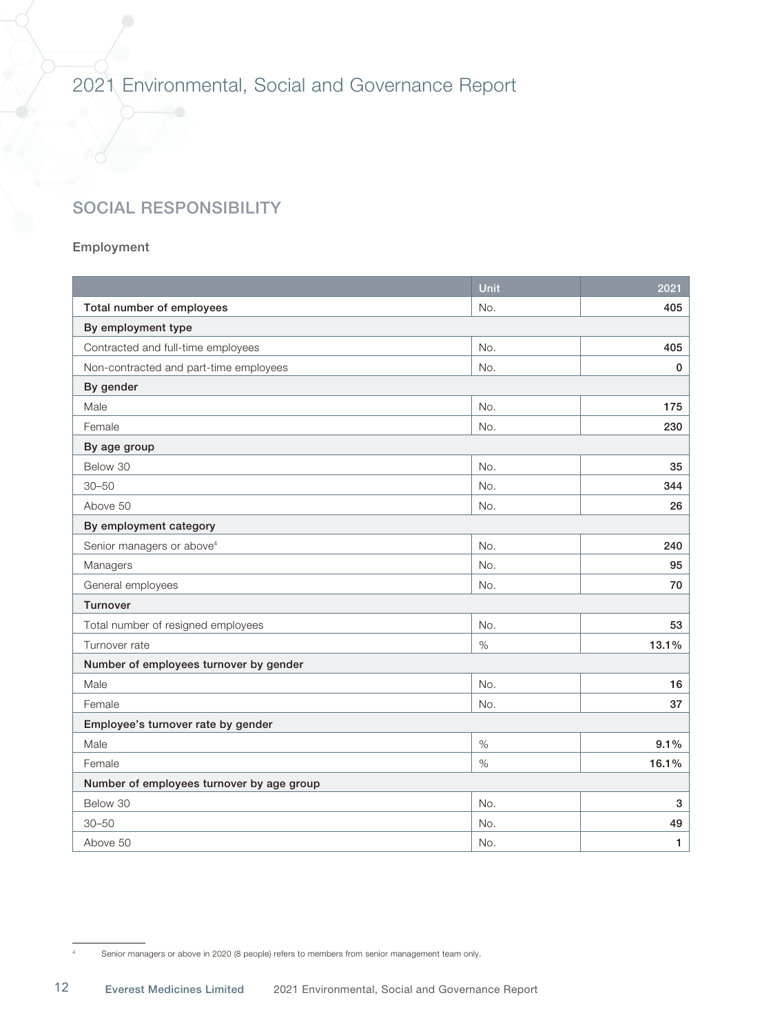## SOCIAL RESPONSIBILITY

### Employment

| | Unit | 2021 |
|---|---|---|
| **Total number of employees** | No. | **405** |
| **By employment type** | | |
| Contracted and full-time employees | No. | **405** |
| Non-contracted and part-time employees | No. | **0** |
| **By gender** | | |
| Male | No. | **175** |
| Female | No. | **230** |
| **By age group** | | |
| Below 30 | No. | **35** |
| 30–50 | No. | **344** |
| Above 50 | No. | **26** |
| **By employment category** | | |
| Senior managers or above[4] | No. | **240** |
| Managers | No. | **95** |
| General employees | No. | **70** |
| **Turnover** | | |
| Total number of resigned employees | No. | **53** |
| Turnover rate | % | **13.1%** |
| **Number of employees turnover by gender** | | |
| Male | No. | **16** |
| Female | No. | **37** |
| **Employee's turnover rate by gender** | | |
| Male | % | **9.1%** |
| Female | % | **16.1%** |
| **Number of employees turnover by age group** | | |
| Below 30 | No. | **3** |
| 30–50 | No. | **49** |
| Above 50 | No. | **1** |

[4] Senior managers or above in 2020 (8 people) refers to members from senior management team only.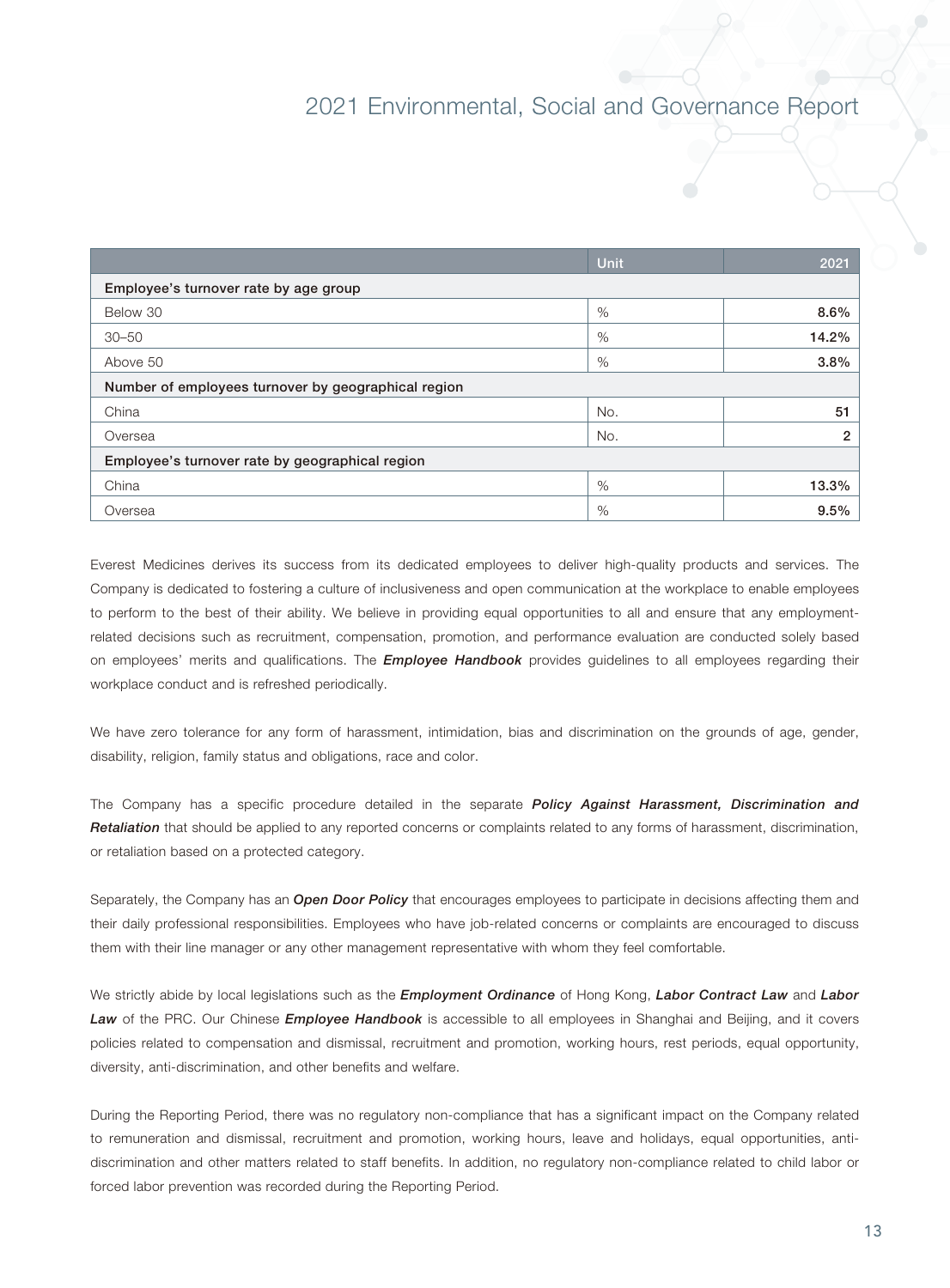| | Unit | 2021 |
|---|---|---|
| **Employee's turnover rate by age group** | | |
| Below 30 | % | **8.6%** |
| 30–50 | % | **14.2%** |
| Above 50 | % | **3.8%** |
| **Number of employees turnover by geographical region** | | |
| China | No. | **51** |
| Oversea | No. | **2** |
| **Employee's turnover rate by geographical region** | | |
| China | % | **13.3%** |
| Oversea | % | **9.5%** |

Everest Medicines derives its success from its dedicated employees to deliver high-quality products and services. The Company is dedicated to fostering a culture of inclusiveness and open communication at the workplace to enable employees to perform to the best of their ability. We believe in providing equal opportunities to all and ensure that any employment-related decisions such as recruitment, compensation, promotion, and performance evaluation are conducted solely based on employees' merits and qualifications. The ***Employee Handbook*** provides guidelines to all employees regarding their workplace conduct and is refreshed periodically.

We have zero tolerance for any form of harassment, intimidation, bias and discrimination on the grounds of age, gender, disability, religion, family status and obligations, race and color.

The Company has a specific procedure detailed in the separate ***Policy Against Harassment, Discrimination and Retaliation*** that should be applied to any reported concerns or complaints related to any forms of harassment, discrimination, or retaliation based on a protected category.

Separately, the Company has an ***Open Door Policy*** that encourages employees to participate in decisions affecting them and their daily professional responsibilities. Employees who have job-related concerns or complaints are encouraged to discuss them with their line manager or any other management representative with whom they feel comfortable.

We strictly abide by local legislations such as the ***Employment Ordinance*** of Hong Kong, ***Labor Contract Law*** and ***Labor Law*** of the PRC. Our Chinese ***Employee Handbook*** is accessible to all employees in Shanghai and Beijing, and it covers policies related to compensation and dismissal, recruitment and promotion, working hours, rest periods, equal opportunity, diversity, anti-discrimination, and other benefits and welfare.

During the Reporting Period, there was no regulatory non-compliance that has a significant impact on the Company related to remuneration and dismissal, recruitment and promotion, working hours, leave and holidays, equal opportunities, anti-discrimination and other matters related to staff benefits. In addition, no regulatory non-compliance related to child labor or forced labor prevention was recorded during the Reporting Period.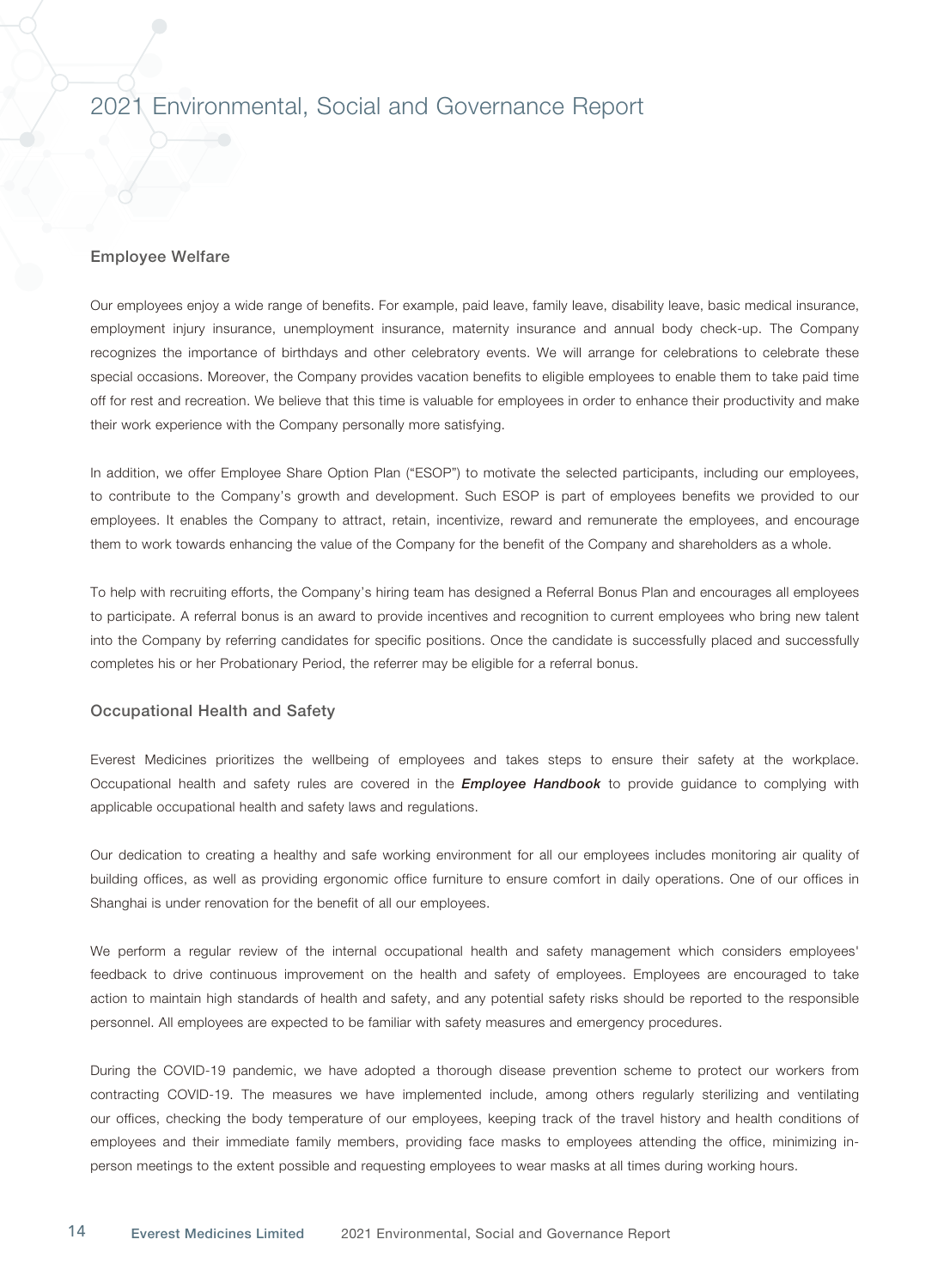### Employee Welfare

Our employees enjoy a wide range of benefits. For example, paid leave, family leave, disability leave, basic medical insurance, employment injury insurance, unemployment insurance, maternity insurance and annual body check-up. The Company recognizes the importance of birthdays and other celebratory events. We will arrange for celebrations to celebrate these special occasions. Moreover, the Company provides vacation benefits to eligible employees to enable them to take paid time off for rest and recreation. We believe that this time is valuable for employees in order to enhance their productivity and make their work experience with the Company personally more satisfying.

In addition, we offer Employee Share Option Plan ("ESOP") to motivate the selected participants, including our employees, to contribute to the Company's growth and development. Such ESOP is part of employees benefits we provided to our employees. It enables the Company to attract, retain, incentivize, reward and remunerate the employees, and encourage them to work towards enhancing the value of the Company for the benefit of the Company and shareholders as a whole.

To help with recruiting efforts, the Company's hiring team has designed a Referral Bonus Plan and encourages all employees to participate. A referral bonus is an award to provide incentives and recognition to current employees who bring new talent into the Company by referring candidates for specific positions. Once the candidate is successfully placed and successfully completes his or her Probationary Period, the referrer may be eligible for a referral bonus.

### Occupational Health and Safety

Everest Medicines prioritizes the wellbeing of employees and takes steps to ensure their safety at the workplace. Occupational health and safety rules are covered in the ***Employee Handbook*** to provide guidance to complying with applicable occupational health and safety laws and regulations.

Our dedication to creating a healthy and safe working environment for all our employees includes monitoring air quality of building offices, as well as providing ergonomic office furniture to ensure comfort in daily operations. One of our offices in Shanghai is under renovation for the benefit of all our employees.

We perform a regular review of the internal occupational health and safety management which considers employees' feedback to drive continuous improvement on the health and safety of employees. Employees are encouraged to take action to maintain high standards of health and safety, and any potential safety risks should be reported to the responsible personnel. All employees are expected to be familiar with safety measures and emergency procedures.

During the COVID-19 pandemic, we have adopted a thorough disease prevention scheme to protect our workers from contracting COVID-19. The measures we have implemented include, among others regularly sterilizing and ventilating our offices, checking the body temperature of our employees, keeping track of the travel history and health conditions of employees and their immediate family members, providing face masks to employees attending the office, minimizing in-person meetings to the extent possible and requesting employees to wear masks at all times during working hours.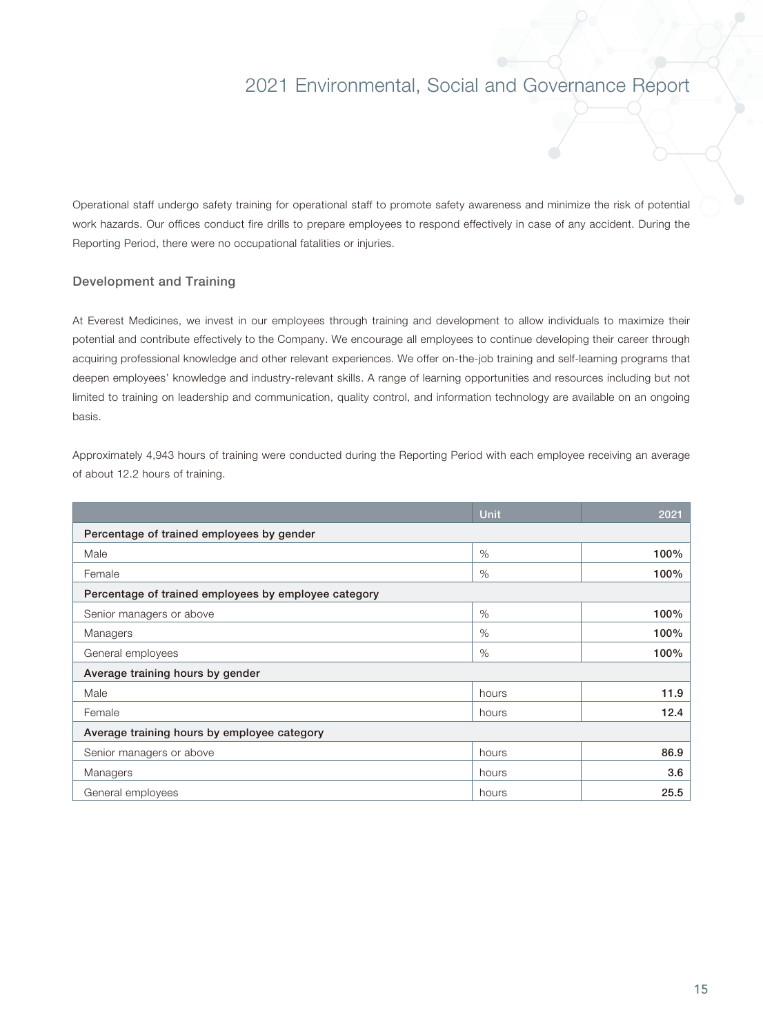Operational staff undergo safety training for operational staff to promote safety awareness and minimize the risk of potential work hazards. Our offices conduct fire drills to prepare employees to respond effectively in case of any accident. During the Reporting Period, there were no occupational fatalities or injuries.

### Development and Training

At Everest Medicines, we invest in our employees through training and development to allow individuals to maximize their potential and contribute effectively to the Company. We encourage all employees to continue developing their career through acquiring professional knowledge and other relevant experiences. We offer on-the-job training and self-learning programs that deepen employees' knowledge and industry-relevant skills. A range of learning opportunities and resources including but not limited to training on leadership and communication, quality control, and information technology are available on an ongoing basis.

Approximately 4,943 hours of training were conducted during the Reporting Period with each employee receiving an average of about 12.2 hours of training.

| | Unit | 2021 |
|---|---|---|
| **Percentage of trained employees by gender** | | |
| Male | % | **100%** |
| Female | % | **100%** |
| **Percentage of trained employees by employee category** | | |
| Senior managers or above | % | **100%** |
| Managers | % | **100%** |
| General employees | % | **100%** |
| **Average training hours by gender** | | |
| Male | hours | **11.9** |
| Female | hours | **12.4** |
| **Average training hours by employee category** | | |
| Senior managers or above | hours | **86.9** |
| Managers | hours | **3.6** |
| General employees | hours | **25.5** |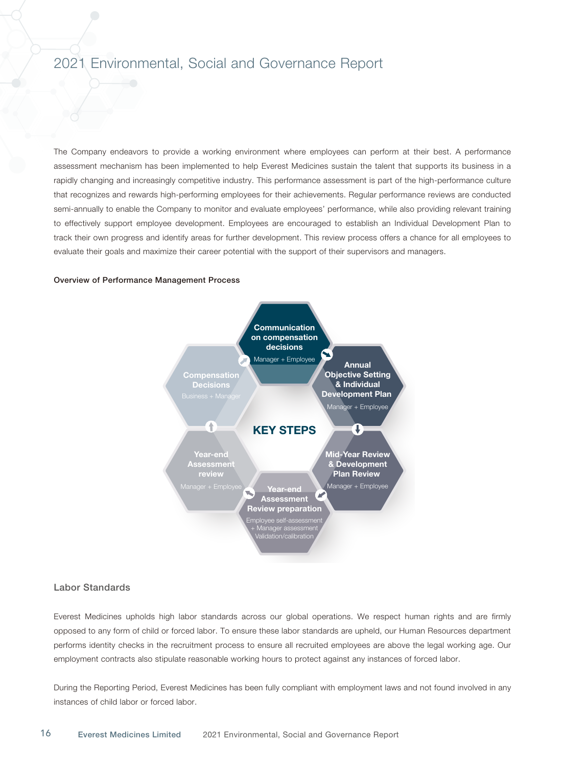The Company endeavors to provide a working environment where employees can perform at their best. A performance assessment mechanism has been implemented to help Everest Medicines sustain the talent that supports its business in a rapidly changing and increasingly competitive industry. This performance assessment is part of the high-performance culture that recognizes and rewards high-performing employees for their achievements. Regular performance reviews are conducted semi-annually to enable the Company to monitor and evaluate employees' performance, while also providing relevant training to effectively support employee development. Employees are encouraged to establish an Individual Development Plan to track their own progress and identify areas for further development. This review process offers a chance for all employees to evaluate their goals and maximize their career potential with the support of their supervisors and managers.

**Overview of Performance Management Process**

**KEY STEPS**

- **Communication on compensation decisions** — Manager + Employee
- **Annual Objective Setting & Individual Development Plan** — Manager + Employee
- **Mid-Year Review & Development Plan Review** — Manager + Employee
- **Year-end Assessment Review preparation** — Employee self-assessment + Manager assessment Validation/calibration
- **Year-end Assessment review** — Manager + Employee
- **Compensation Decisions** — Business + Manager

## Labor Standards

Everest Medicines upholds high labor standards across our global operations. We respect human rights and are firmly opposed to any form of child or forced labor. To ensure these labor standards are upheld, our Human Resources department performs identity checks in the recruitment process to ensure all recruited employees are above the legal working age. Our employment contracts also stipulate reasonable working hours to protect against any instances of forced labor.

During the Reporting Period, Everest Medicines has been fully compliant with employment laws and not found involved in any instances of child labor or forced labor.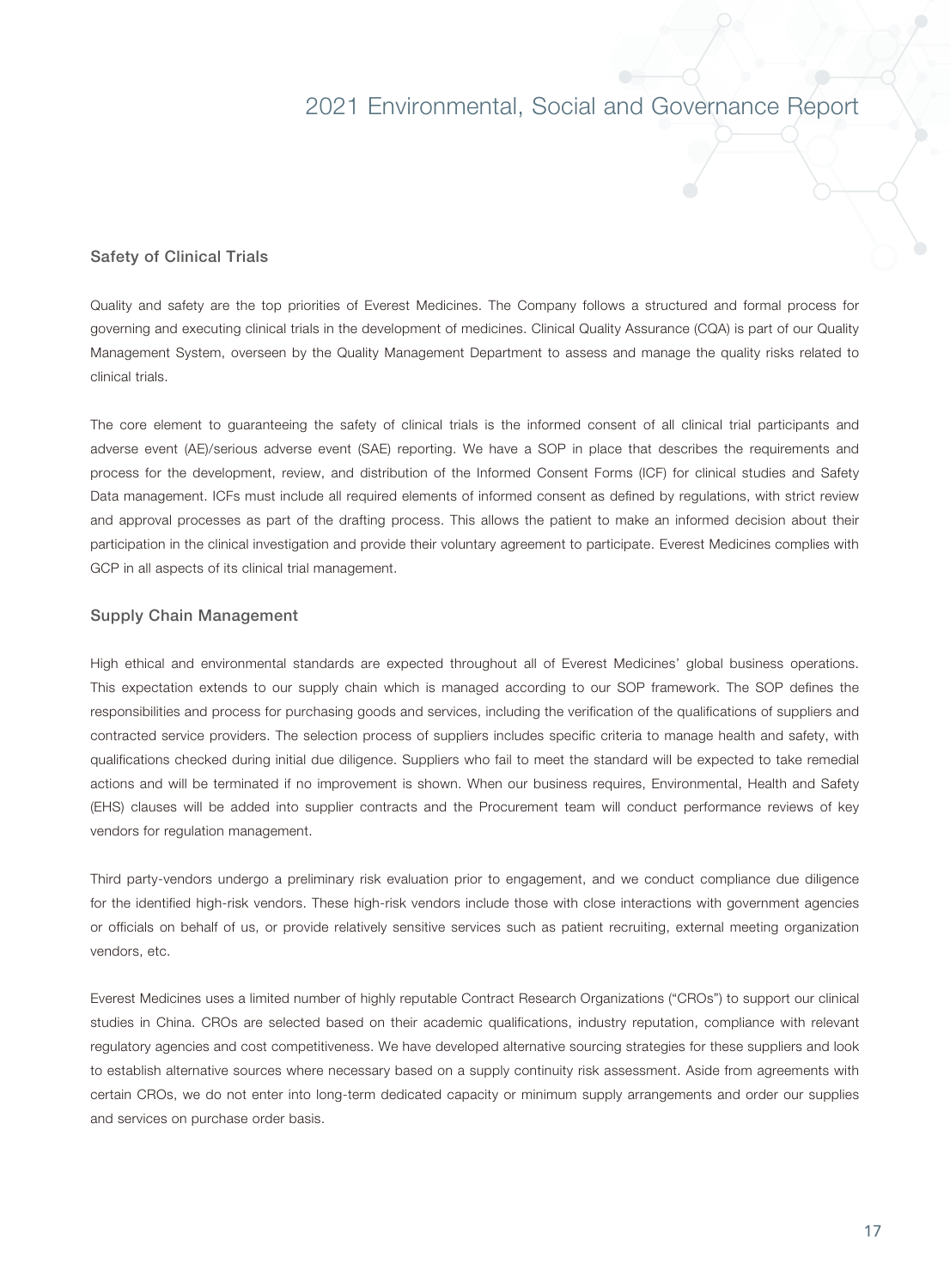### Safety of Clinical Trials

Quality and safety are the top priorities of Everest Medicines. The Company follows a structured and formal process for governing and executing clinical trials in the development of medicines. Clinical Quality Assurance (CQA) is part of our Quality Management System, overseen by the Quality Management Department to assess and manage the quality risks related to clinical trials.

The core element to guaranteeing the safety of clinical trials is the informed consent of all clinical trial participants and adverse event (AE)/serious adverse event (SAE) reporting. We have a SOP in place that describes the requirements and process for the development, review, and distribution of the Informed Consent Forms (ICF) for clinical studies and Safety Data management. ICFs must include all required elements of informed consent as defined by regulations, with strict review and approval processes as part of the drafting process. This allows the patient to make an informed decision about their participation in the clinical investigation and provide their voluntary agreement to participate. Everest Medicines complies with GCP in all aspects of its clinical trial management.

### Supply Chain Management

High ethical and environmental standards are expected throughout all of Everest Medicines' global business operations. This expectation extends to our supply chain which is managed according to our SOP framework. The SOP defines the responsibilities and process for purchasing goods and services, including the verification of the qualifications of suppliers and contracted service providers. The selection process of suppliers includes specific criteria to manage health and safety, with qualifications checked during initial due diligence. Suppliers who fail to meet the standard will be expected to take remedial actions and will be terminated if no improvement is shown. When our business requires, Environmental, Health and Safety (EHS) clauses will be added into supplier contracts and the Procurement team will conduct performance reviews of key vendors for regulation management.

Third party-vendors undergo a preliminary risk evaluation prior to engagement, and we conduct compliance due diligence for the identified high-risk vendors. These high-risk vendors include those with close interactions with government agencies or officials on behalf of us, or provide relatively sensitive services such as patient recruiting, external meeting organization vendors, etc.

Everest Medicines uses a limited number of highly reputable Contract Research Organizations ("CROs") to support our clinical studies in China. CROs are selected based on their academic qualifications, industry reputation, compliance with relevant regulatory agencies and cost competitiveness. We have developed alternative sourcing strategies for these suppliers and look to establish alternative sources where necessary based on a supply continuity risk assessment. Aside from agreements with certain CROs, we do not enter into long-term dedicated capacity or minimum supply arrangements and order our supplies and services on purchase order basis.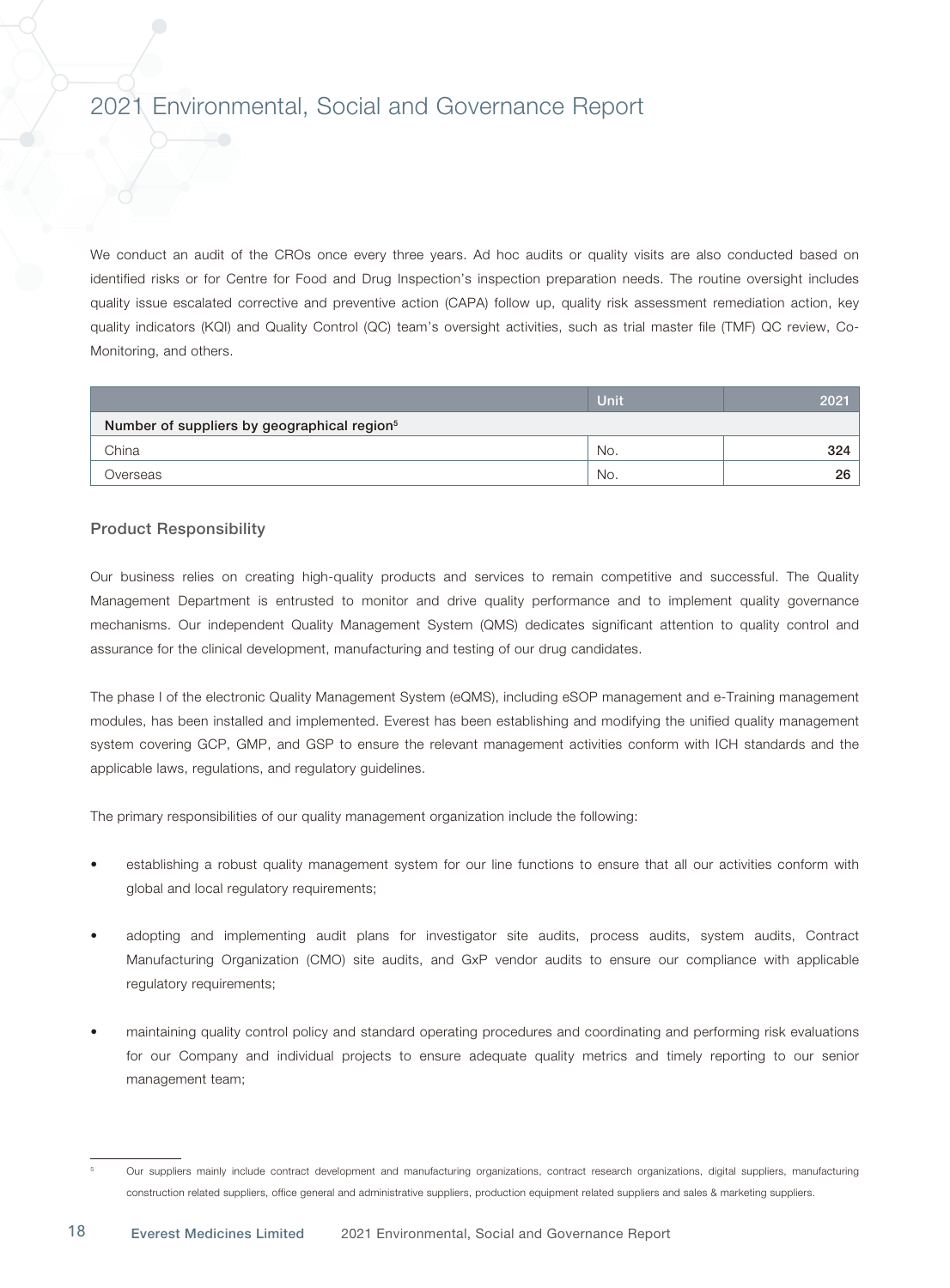We conduct an audit of the CROs once every three years. Ad hoc audits or quality visits are also conducted based on identified risks or for Centre for Food and Drug Inspection's inspection preparation needs. The routine oversight includes quality issue escalated corrective and preventive action (CAPA) follow up, quality risk assessment remediation action, key quality indicators (KQI) and Quality Control (QC) team's oversight activities, such as trial master file (TMF) QC review, Co-Monitoring, and others.

| | Unit | 2021 |
|---|---|---|
| **Number of suppliers by geographical region[5]** | | |
| China | No. | **324** |
| Overseas | No. | **26** |

### Product Responsibility

Our business relies on creating high-quality products and services to remain competitive and successful. The Quality Management Department is entrusted to monitor and drive quality performance and to implement quality governance mechanisms. Our independent Quality Management System (QMS) dedicates significant attention to quality control and assurance for the clinical development, manufacturing and testing of our drug candidates.

The phase I of the electronic Quality Management System (eQMS), including eSOP management and e-Training management modules, has been installed and implemented. Everest has been establishing and modifying the unified quality management system covering GCP, GMP, and GSP to ensure the relevant management activities conform with ICH standards and the applicable laws, regulations, and regulatory guidelines.

The primary responsibilities of our quality management organization include the following:

- establishing a robust quality management system for our line functions to ensure that all our activities conform with global and local regulatory requirements;
- adopting and implementing audit plans for investigator site audits, process audits, system audits, Contract Manufacturing Organization (CMO) site audits, and GxP vendor audits to ensure our compliance with applicable regulatory requirements;
- maintaining quality control policy and standard operating procedures and coordinating and performing risk evaluations for our Company and individual projects to ensure adequate quality metrics and timely reporting to our senior management team;

[5] Our suppliers mainly include contract development and manufacturing organizations, contract research organizations, digital suppliers, manufacturing construction related suppliers, office general and administrative suppliers, production equipment related suppliers and sales & marketing suppliers.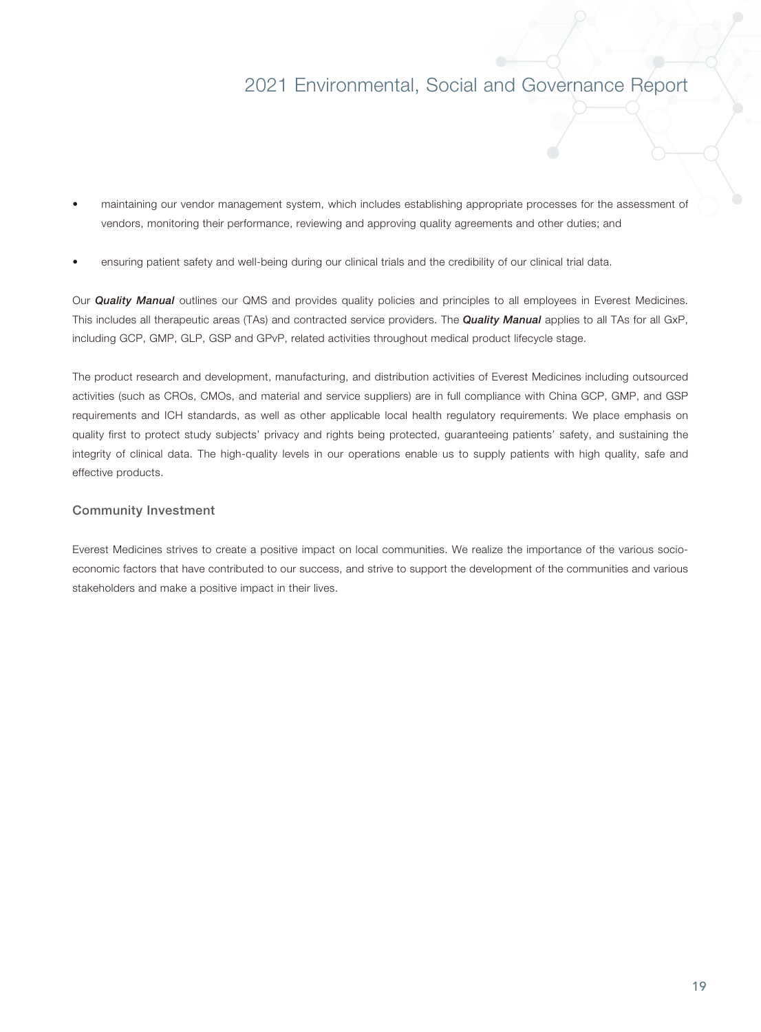- maintaining our vendor management system, which includes establishing appropriate processes for the assessment of vendors, monitoring their performance, reviewing and approving quality agreements and other duties; and
- ensuring patient safety and well-being during our clinical trials and the credibility of our clinical trial data.

Our ***Quality Manual*** outlines our QMS and provides quality policies and principles to all employees in Everest Medicines. This includes all therapeutic areas (TAs) and contracted service providers. The ***Quality Manual*** applies to all TAs for all GxP, including GCP, GMP, GLP, GSP and GPvP, related activities throughout medical product lifecycle stage.

The product research and development, manufacturing, and distribution activities of Everest Medicines including outsourced activities (such as CROs, CMOs, and material and service suppliers) are in full compliance with China GCP, GMP, and GSP requirements and ICH standards, as well as other applicable local health regulatory requirements. We place emphasis on quality first to protect study subjects' privacy and rights being protected, guaranteeing patients' safety, and sustaining the integrity of clinical data. The high-quality levels in our operations enable us to supply patients with high quality, safe and effective products.

### Community Investment

Everest Medicines strives to create a positive impact on local communities. We realize the importance of the various socio-economic factors that have contributed to our success, and strive to support the development of the communities and various stakeholders and make a positive impact in their lives.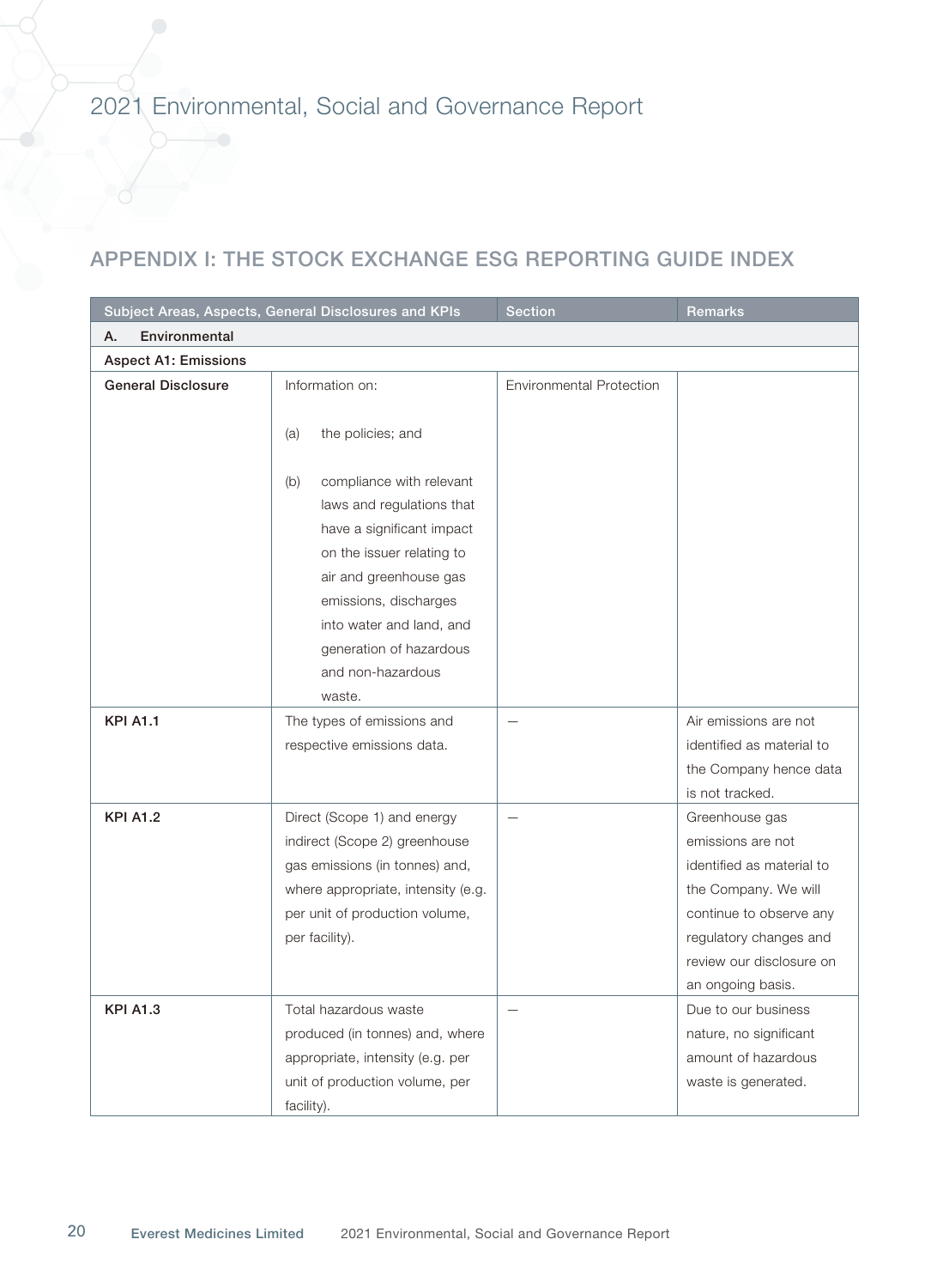## APPENDIX I: THE STOCK EXCHANGE ESG REPORTING GUIDE INDEX

| Subject Areas, Aspects, General Disclosures and KPIs | | Section | Remarks |
|---|---|---|---|
| **A. Environmental** | | | |
| **Aspect A1: Emissions** | | | |
| **General Disclosure** | Information on: (a) the policies; and (b) compliance with relevant laws and regulations that have a significant impact on the issuer relating to air and greenhouse gas emissions, discharges into water and land, and generation of hazardous and non-hazardous waste. | Environmental Protection | |
| **KPI A1.1** | The types of emissions and respective emissions data. | — | Air emissions are not identified as material to the Company hence data is not tracked. |
| **KPI A1.2** | Direct (Scope 1) and energy indirect (Scope 2) greenhouse gas emissions (in tonnes) and, where appropriate, intensity (e.g. per unit of production volume, per facility). | — | Greenhouse gas emissions are not identified as material to the Company. We will continue to observe any regulatory changes and review our disclosure on an ongoing basis. |
| **KPI A1.3** | Total hazardous waste produced (in tonnes) and, where appropriate, intensity (e.g. per unit of production volume, per facility). | — | Due to our business nature, no significant amount of hazardous waste is generated. |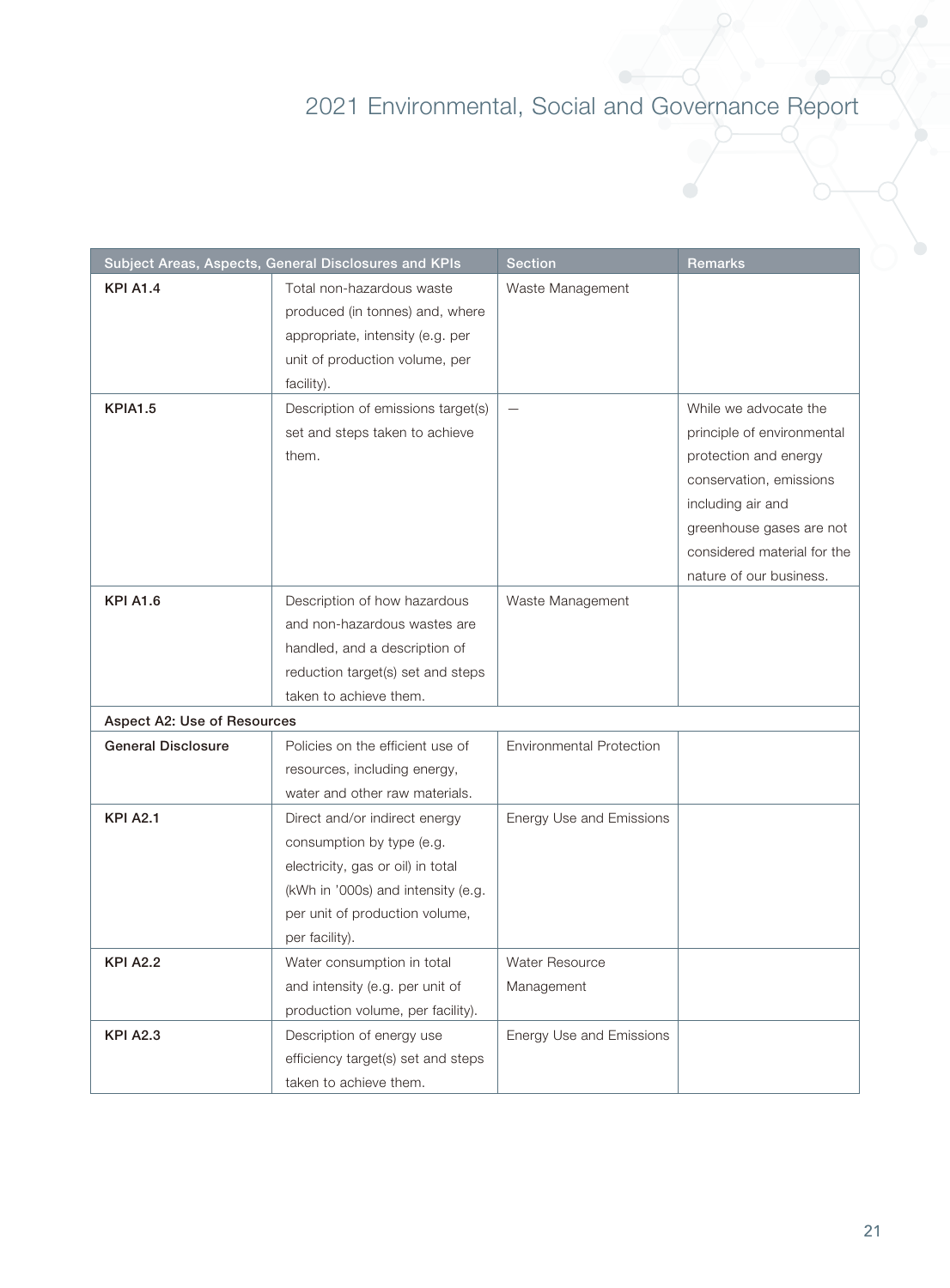| Subject Areas, Aspects, General Disclosures and KPIs | | Section | Remarks |
|---|---|---|---|
| **KPI A1.4** | Total non-hazardous waste produced (in tonnes) and, where appropriate, intensity (e.g. per unit of production volume, per facility). | Waste Management | |
| **KPIA1.5** | Description of emissions target(s) set and steps taken to achieve them. | — | While we advocate the principle of environmental protection and energy conservation, emissions including air and greenhouse gases are not considered material for the nature of our business. |
| **KPI A1.6** | Description of how hazardous and non-hazardous wastes are handled, and a description of reduction target(s) set and steps taken to achieve them. | Waste Management | |
| **Aspect A2: Use of Resources** | | | |
| **General Disclosure** | Policies on the efficient use of resources, including energy, water and other raw materials. | Environmental Protection | |
| **KPI A2.1** | Direct and/or indirect energy consumption by type (e.g. electricity, gas or oil) in total (kWh in '000s) and intensity (e.g. per unit of production volume, per facility). | Energy Use and Emissions | |
| **KPI A2.2** | Water consumption in total and intensity (e.g. per unit of production volume, per facility). | Water Resource Management | |
| **KPI A2.3** | Description of energy use efficiency target(s) set and steps taken to achieve them. | Energy Use and Emissions | |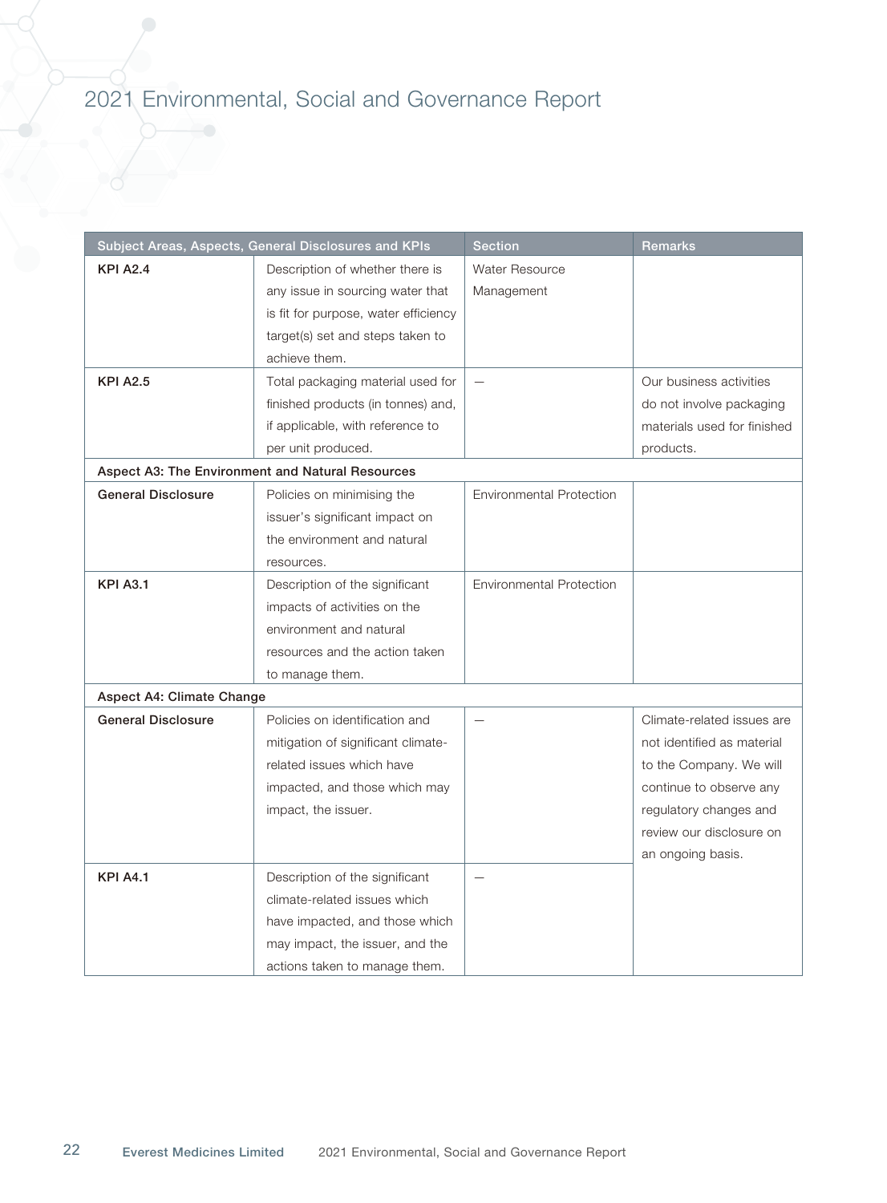| Subject Areas, Aspects, General Disclosures and KPIs | | Section | Remarks |
|---|---|---|---|
| **KPI A2.4** | Description of whether there is any issue in sourcing water that is fit for purpose, water efficiency target(s) set and steps taken to achieve them. | Water Resource Management | |
| **KPI A2.5** | Total packaging material used for finished products (in tonnes) and, if applicable, with reference to per unit produced. | — | Our business activities do not involve packaging materials used for finished products. |
| **Aspect A3: The Environment and Natural Resources** | | | |
| **General Disclosure** | Policies on minimising the issuer's significant impact on the environment and natural resources. | Environmental Protection | |
| **KPI A3.1** | Description of the significant impacts of activities on the environment and natural resources and the action taken to manage them. | Environmental Protection | |
| **Aspect A4: Climate Change** | | | |
| **General Disclosure** | Policies on identification and mitigation of significant climate-related issues which have impacted, and those which may impact, the issuer. | — | Climate-related issues are not identified as material to the Company. We will continue to observe any regulatory changes and review our disclosure on an ongoing basis. |
| **KPI A4.1** | Description of the significant climate-related issues which have impacted, and those which may impact, the issuer, and the actions taken to manage them. | — | |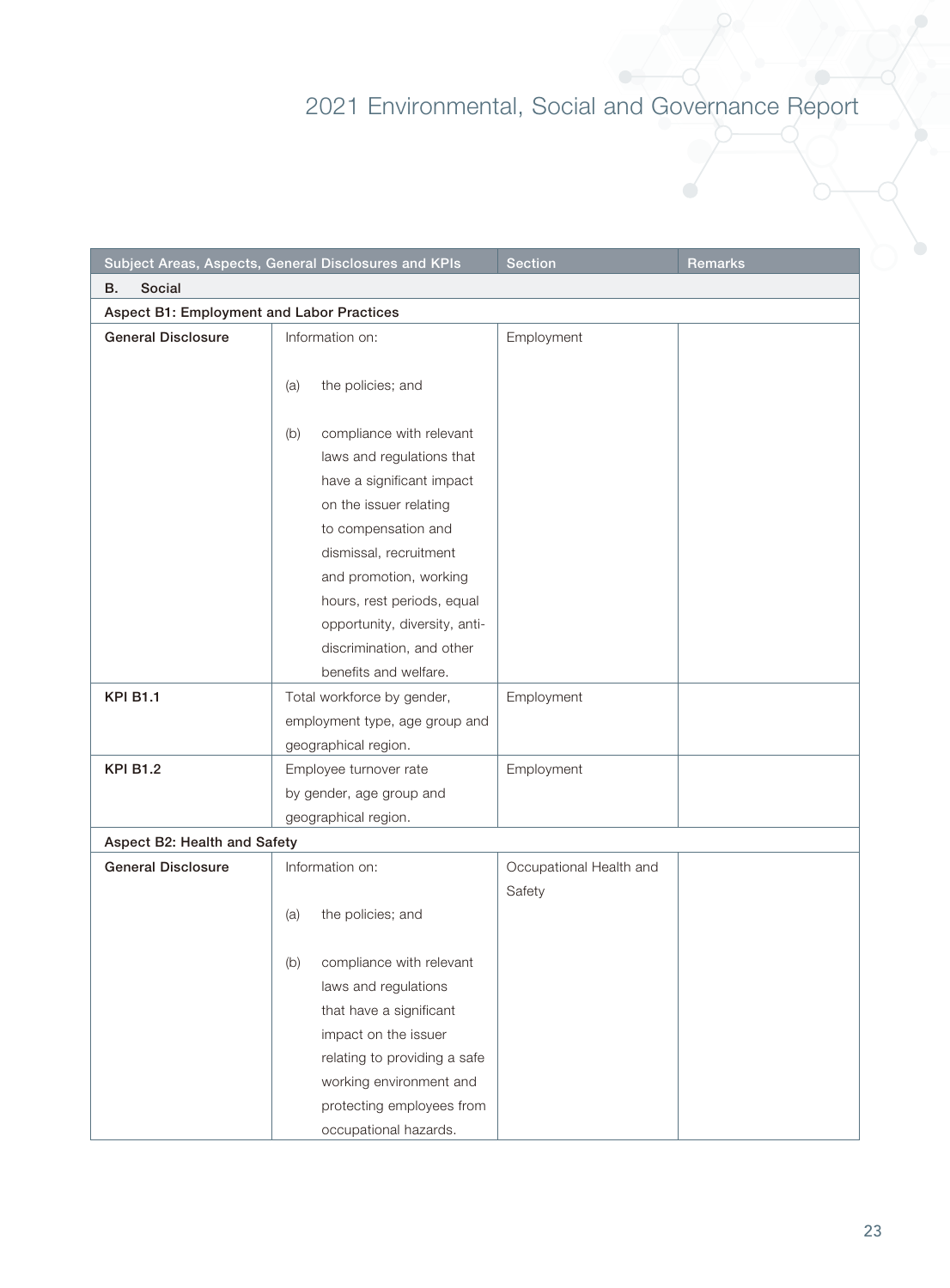| Subject Areas, Aspects, General Disclosures and KPIs | | Section | Remarks |
|---|---|---|---|
| **B. Social** | | | |
| **Aspect B1: Employment and Labor Practices** | | | |
| **General Disclosure** | Information on:<br><br>(a) the policies; and<br><br>(b) compliance with relevant laws and regulations that have a significant impact on the issuer relating to compensation and dismissal, recruitment and promotion, working hours, rest periods, equal opportunity, diversity, anti-discrimination, and other benefits and welfare. | Employment | |
| **KPI B1.1** | Total workforce by gender, employment type, age group and geographical region. | Employment | |
| **KPI B1.2** | Employee turnover rate by gender, age group and geographical region. | Employment | |
| **Aspect B2: Health and Safety** | | | |
| **General Disclosure** | Information on:<br><br>(a) the policies; and<br><br>(b) compliance with relevant laws and regulations that have a significant impact on the issuer relating to providing a safe working environment and protecting employees from occupational hazards. | Occupational Health and Safety | |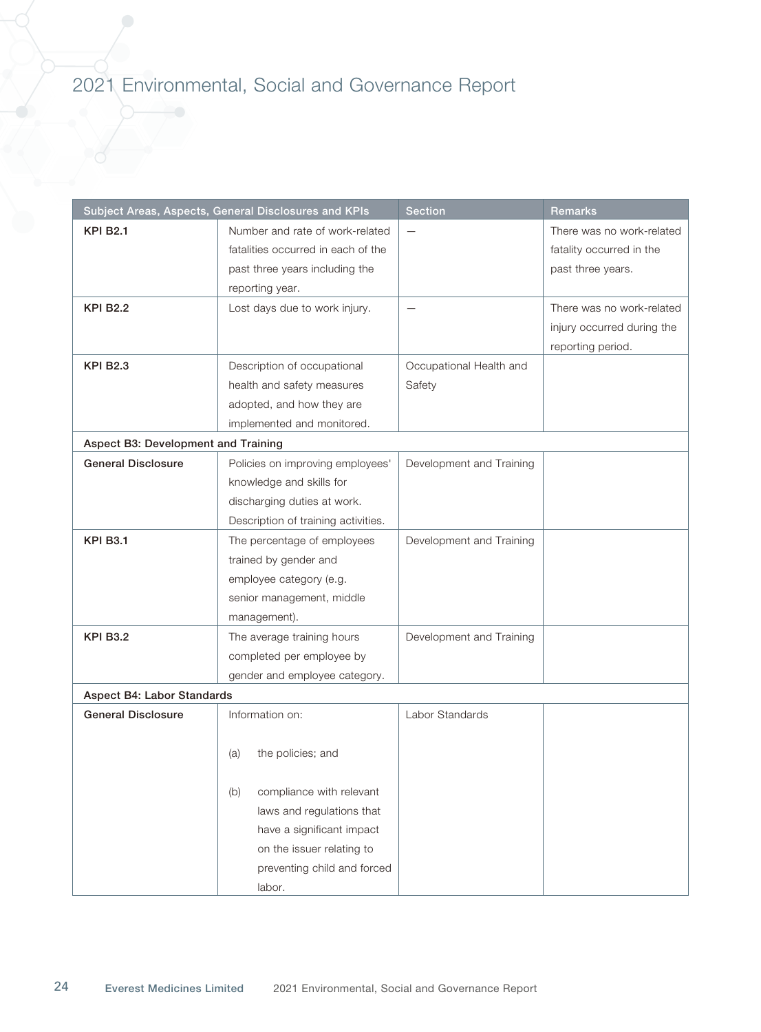| Subject Areas, Aspects, General Disclosures and KPIs | | Section | Remarks |
| --- | --- | --- | --- |
| **KPI B2.1** | Number and rate of work-related fatalities occurred in each of the past three years including the reporting year. | — | There was no work-related fatality occurred in the past three years. |
| **KPI B2.2** | Lost days due to work injury. | — | There was no work-related injury occurred during the reporting period. |
| **KPI B2.3** | Description of occupational health and safety measures adopted, and how they are implemented and monitored. | Occupational Health and Safety | |
| **Aspect B3: Development and Training** | | | |
| **General Disclosure** | Policies on improving employees' knowledge and skills for discharging duties at work. Description of training activities. | Development and Training | |
| **KPI B3.1** | The percentage of employees trained by gender and employee category (e.g. senior management, middle management). | Development and Training | |
| **KPI B3.2** | The average training hours completed per employee by gender and employee category. | Development and Training | |
| **Aspect B4: Labor Standards** | | | |
| **General Disclosure** | Information on: (a) the policies; and (b) compliance with relevant laws and regulations that have a significant impact on the issuer relating to preventing child and forced labor. | Labor Standards | |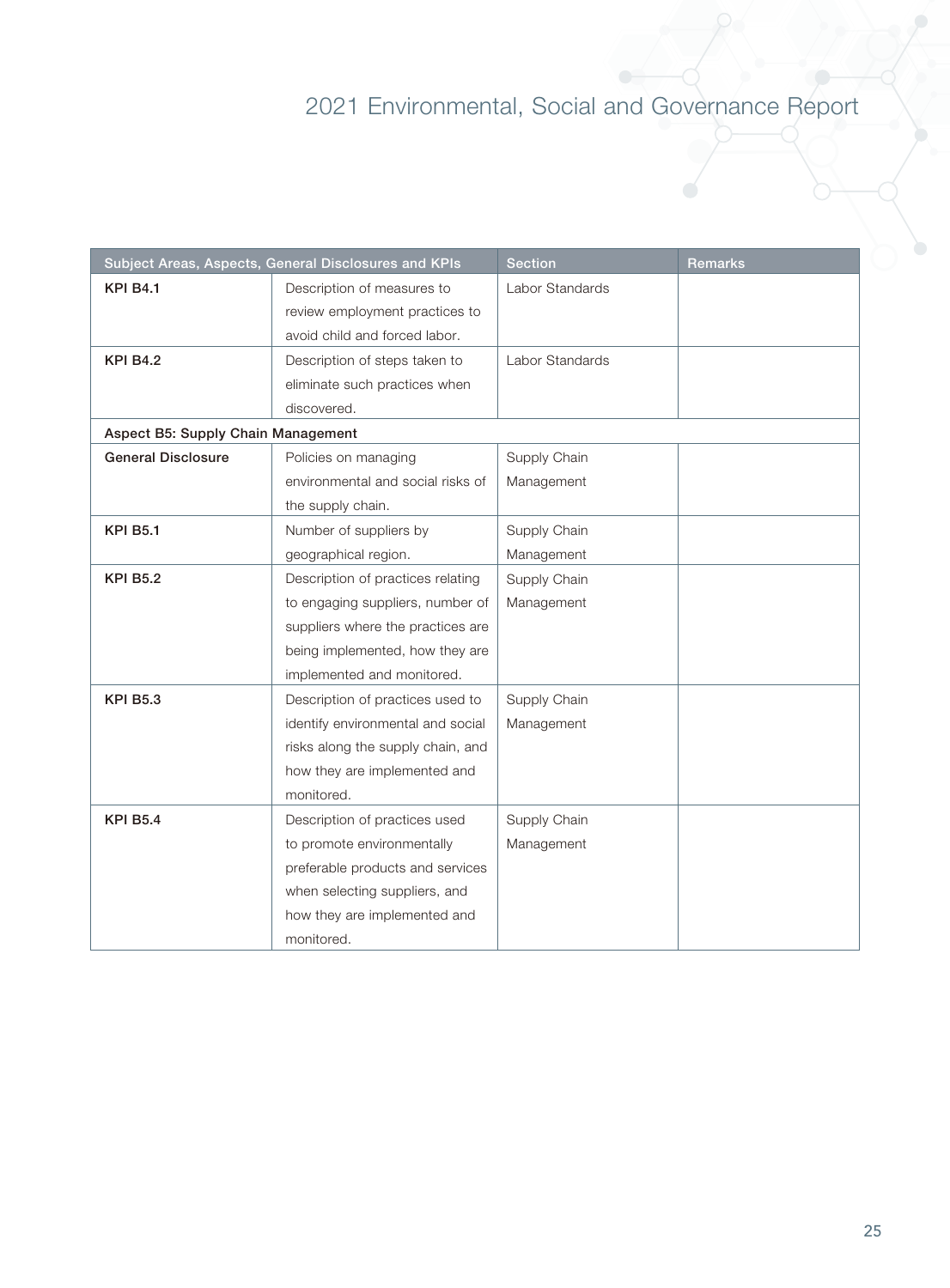| Subject Areas, Aspects, General Disclosures and KPIs | | Section | Remarks |
|---|---|---|---|
| **KPI B4.1** | Description of measures to review employment practices to avoid child and forced labor. | Labor Standards | |
| **KPI B4.2** | Description of steps taken to eliminate such practices when discovered. | Labor Standards | |
| **Aspect B5: Supply Chain Management** | | | |
| **General Disclosure** | Policies on managing environmental and social risks of the supply chain. | Supply Chain Management | |
| **KPI B5.1** | Number of suppliers by geographical region. | Supply Chain Management | |
| **KPI B5.2** | Description of practices relating to engaging suppliers, number of suppliers where the practices are being implemented, how they are implemented and monitored. | Supply Chain Management | |
| **KPI B5.3** | Description of practices used to identify environmental and social risks along the supply chain, and how they are implemented and monitored. | Supply Chain Management | |
| **KPI B5.4** | Description of practices used to promote environmentally preferable products and services when selecting suppliers, and how they are implemented and monitored. | Supply Chain Management | |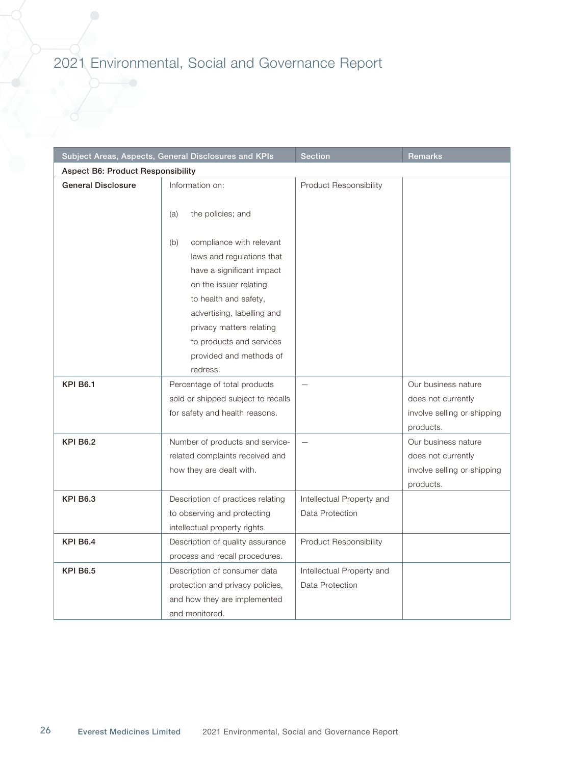| Subject Areas, Aspects, General Disclosures and KPIs | | Section | Remarks |
|---|---|---|---|
| **Aspect B6: Product Responsibility** | | | |
| **General Disclosure** | Information on:<br><br>(a) the policies; and<br><br>(b) compliance with relevant laws and regulations that have a significant impact on the issuer relating to health and safety, advertising, labelling and privacy matters relating to products and services provided and methods of redress. | Product Responsibility | |
| **KPI B6.1** | Percentage of total products sold or shipped subject to recalls for safety and health reasons. | — | Our business nature does not currently involve selling or shipping products. |
| **KPI B6.2** | Number of products and service-related complaints received and how they are dealt with. | — | Our business nature does not currently involve selling or shipping products. |
| **KPI B6.3** | Description of practices relating to observing and protecting intellectual property rights. | Intellectual Property and Data Protection | |
| **KPI B6.4** | Description of quality assurance process and recall procedures. | Product Responsibility | |
| **KPI B6.5** | Description of consumer data protection and privacy policies, and how they are implemented and monitored. | Intellectual Property and Data Protection | |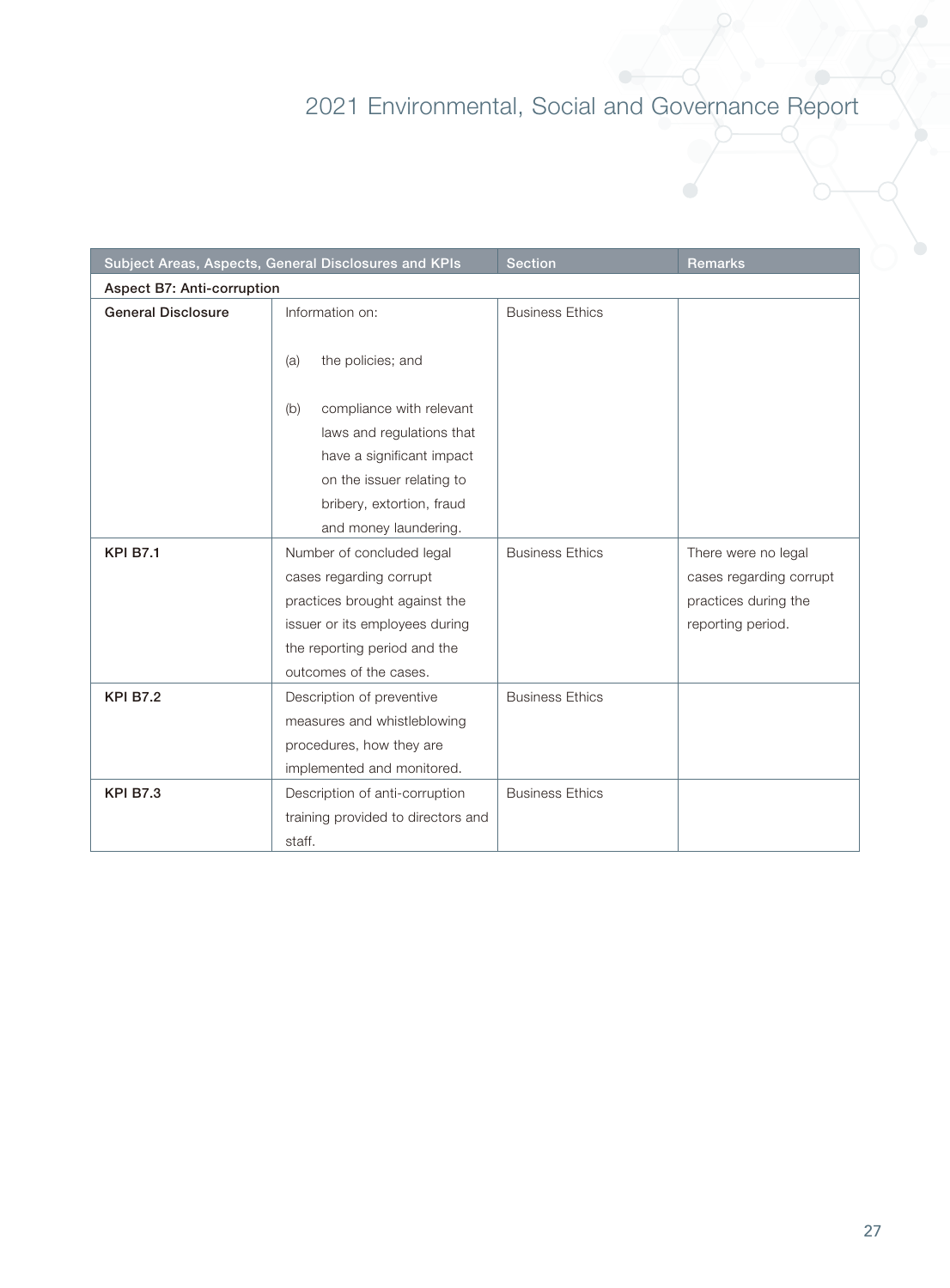| Subject Areas, Aspects, General Disclosures and KPIs | | Section | Remarks |
|---|---|---|---|
| **Aspect B7: Anti-corruption** | | | |
| **General Disclosure** | Information on:<br><br>(a) the policies; and<br><br>(b) compliance with relevant laws and regulations that have a significant impact on the issuer relating to bribery, extortion, fraud and money laundering. | Business Ethics | |
| **KPI B7.1** | Number of concluded legal cases regarding corrupt practices brought against the issuer or its employees during the reporting period and the outcomes of the cases. | Business Ethics | There were no legal cases regarding corrupt practices during the reporting period. |
| **KPI B7.2** | Description of preventive measures and whistleblowing procedures, how they are implemented and monitored. | Business Ethics | |
| **KPI B7.3** | Description of anti-corruption training provided to directors and staff. | Business Ethics | |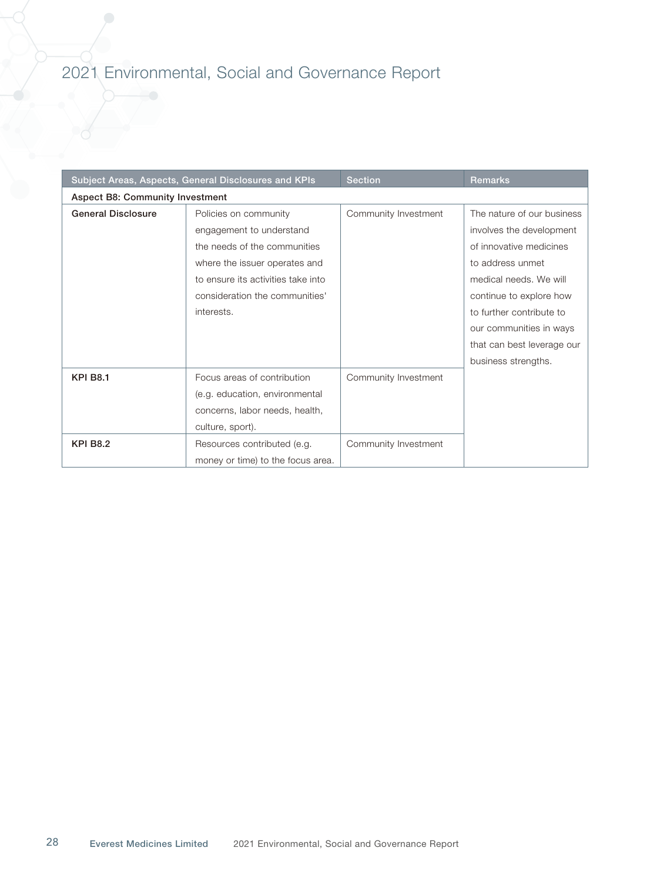| Subject Areas, Aspects, General Disclosures and KPIs | | Section | Remarks |
|---|---|---|---|
| **Aspect B8: Community Investment** | | | |
| **General Disclosure** | Policies on community engagement to understand the needs of the communities where the issuer operates and to ensure its activities take into consideration the communities' interests. | Community Investment | The nature of our business involves the development of innovative medicines to address unmet medical needs. We will continue to explore how to further contribute to our communities in ways that can best leverage our business strengths. |
| **KPI B8.1** | Focus areas of contribution (e.g. education, environmental concerns, labor needs, health, culture, sport). | Community Investment | |
| **KPI B8.2** | Resources contributed (e.g. money or time) to the focus area. | Community Investment | |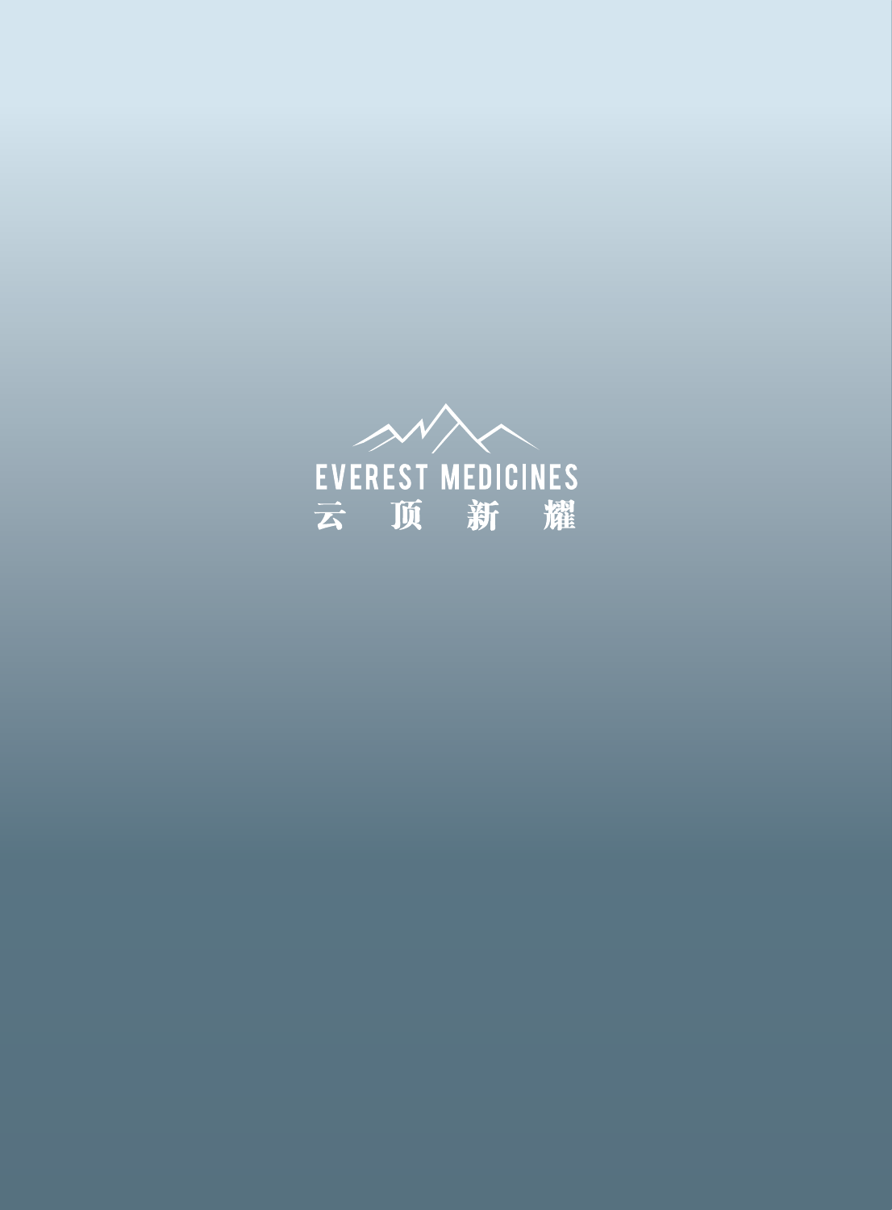EVEREST MEDICINES

云 顶 新 耀